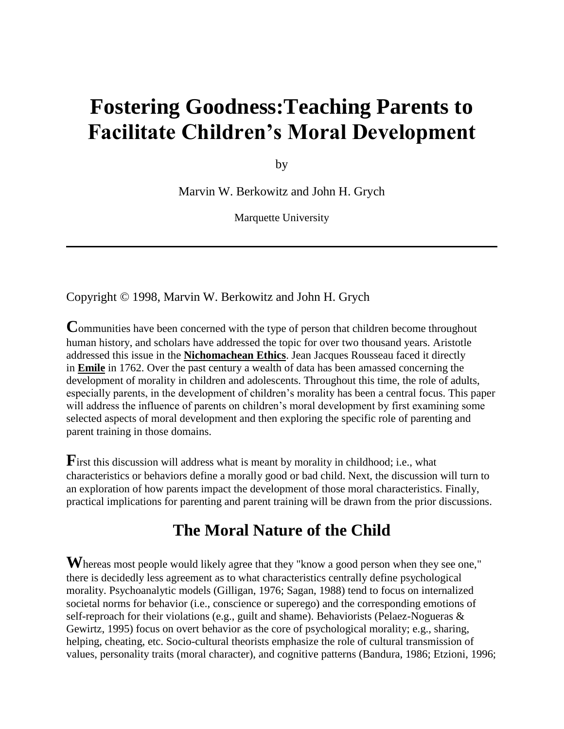# Fostering Goodness:Teaching Parents to Facilitate Children's Moral Development

by

Marvin W. Berkowitz and John H. Grych

Marquette University

---

Copyright © 1998, Marvin W. Berkowitz and John H. Grych

**C**ommunities have been concerned with the type of person that children become throughout human history, and scholars have addressed the topic for over two thousand years. Aristotle addressed this issue in the **Nichomachean Ethics**. Jean Jacques Rousseau faced it directly in **Emile** in 1762. Over the past century a wealth of data has been amassed concerning the development of morality in children and adolescents. Throughout this time, the role of adults, especially parents, in the development of children's morality has been a central focus. This paper will address the influence of parents on children's moral development by first examining some selected aspects of moral development and then exploring the specific role of parenting and parent training in those domains.

**F**irst this discussion will address what is meant by morality in childhood; i.e., what characteristics or behaviors define a morally good or bad child. Next, the discussion will turn to an exploration of how parents impact the development of those moral characteristics. Finally, practical implications for parenting and parent training will be drawn from the prior discussions.

## The Moral Nature of the Child

**W**hereas most people would likely agree that they "know a good person when they see one," there is decidedly less agreement as to what characteristics centrally define psychological morality. Psychoanalytic models (Gilligan, 1976; Sagan, 1988) tend to focus on internalized societal norms for behavior (i.e., conscience or superego) and the corresponding emotions of self-reproach for their violations (e.g., guilt and shame). Behaviorists (Pelaez-Nogueras & Gewirtz, 1995) focus on overt behavior as the core of psychological morality; e.g., sharing, helping, cheating, etc. Socio-cultural theorists emphasize the role of cultural transmission of values, personality traits (moral character), and cognitive patterns (Bandura, 1986; Etzioni, 1996;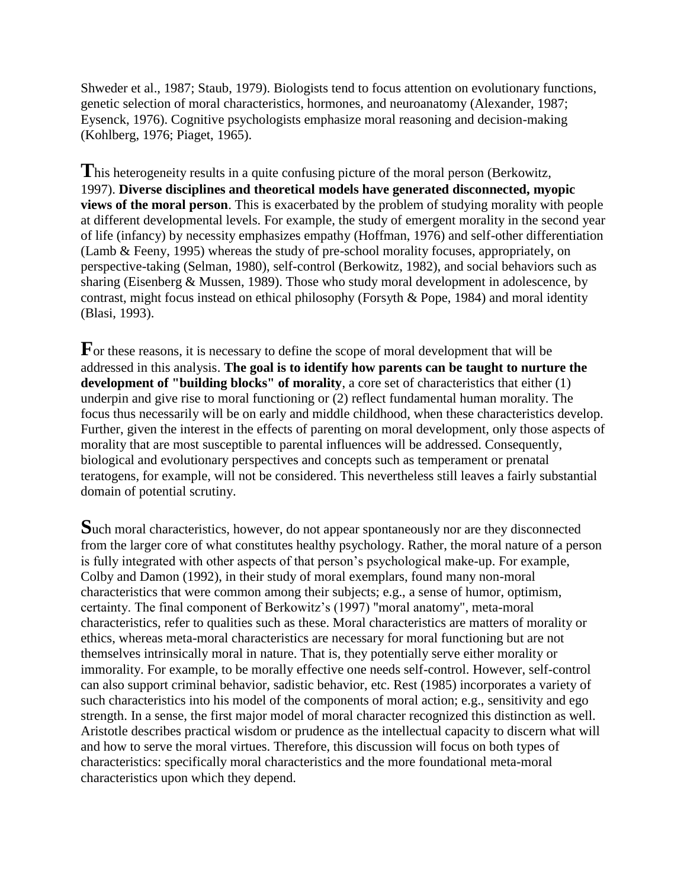Shweder et al., 1987; Staub, 1979). Biologists tend to focus attention on evolutionary functions, genetic selection of moral characteristics, hormones, and neuroanatomy (Alexander, 1987; Eysenck, 1976). Cognitive psychologists emphasize moral reasoning and decision-making (Kohlberg, 1976; Piaget, 1965).

**T**his heterogeneity results in a quite confusing picture of the moral person (Berkowitz, 1997). **Diverse disciplines and theoretical models have generated disconnected, myopic views of the moral person**. This is exacerbated by the problem of studying morality with people at different developmental levels. For example, the study of emergent morality in the second year of life (infancy) by necessity emphasizes empathy (Hoffman, 1976) and self-other differentiation (Lamb & Feeny, 1995) whereas the study of pre-school morality focuses, appropriately, on perspective-taking (Selman, 1980), self-control (Berkowitz, 1982), and social behaviors such as sharing (Eisenberg & Mussen, 1989). Those who study moral development in adolescence, by contrast, might focus instead on ethical philosophy (Forsyth & Pope, 1984) and moral identity (Blasi, 1993).

**F**or these reasons, it is necessary to define the scope of moral development that will be addressed in this analysis. **The goal is to identify how parents can be taught to nurture the development of "building blocks" of morality**, a core set of characteristics that either (1) underpin and give rise to moral functioning or (2) reflect fundamental human morality. The focus thus necessarily will be on early and middle childhood, when these characteristics develop. Further, given the interest in the effects of parenting on moral development, only those aspects of morality that are most susceptible to parental influences will be addressed. Consequently, biological and evolutionary perspectives and concepts such as temperament or prenatal teratogens, for example, will not be considered. This nevertheless still leaves a fairly substantial domain of potential scrutiny.

**S**uch moral characteristics, however, do not appear spontaneously nor are they disconnected from the larger core of what constitutes healthy psychology. Rather, the moral nature of a person is fully integrated with other aspects of that person's psychological make-up. For example, Colby and Damon (1992), in their study of moral exemplars, found many non-moral characteristics that were common among their subjects; e.g., a sense of humor, optimism, certainty. The final component of Berkowitz's (1997) "moral anatomy", meta-moral characteristics, refer to qualities such as these. Moral characteristics are matters of morality or ethics, whereas meta-moral characteristics are necessary for moral functioning but are not themselves intrinsically moral in nature. That is, they potentially serve either morality or immorality. For example, to be morally effective one needs self-control. However, self-control can also support criminal behavior, sadistic behavior, etc. Rest (1985) incorporates a variety of such characteristics into his model of the components of moral action; e.g., sensitivity and ego strength. In a sense, the first major model of moral character recognized this distinction as well. Aristotle describes practical wisdom or prudence as the intellectual capacity to discern what will and how to serve the moral virtues. Therefore, this discussion will focus on both types of characteristics: specifically moral characteristics and the more foundational meta-moral characteristics upon which they depend.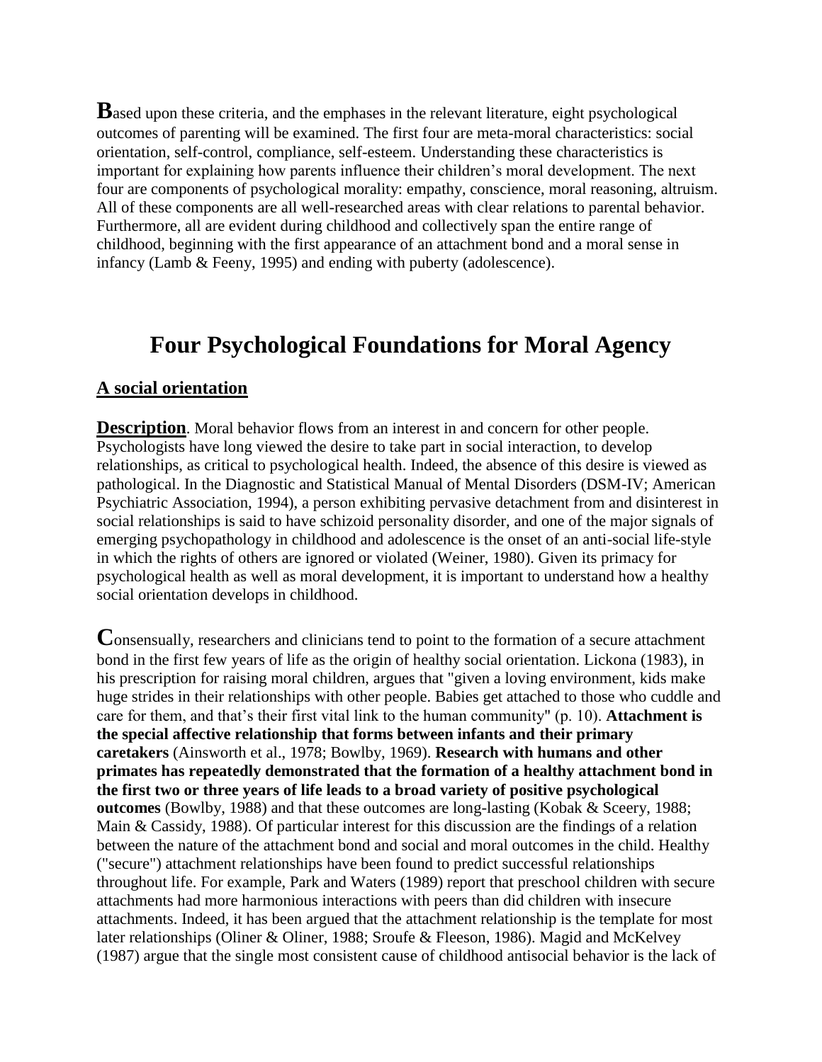**B**ased upon these criteria, and the emphases in the relevant literature, eight psychological outcomes of parenting will be examined. The first four are meta-moral characteristics: social orientation, self-control, compliance, self-esteem. Understanding these characteristics is important for explaining how parents influence their children's moral development. The next four are components of psychological morality: empathy, conscience, moral reasoning, altruism. All of these components are all well-researched areas with clear relations to parental behavior. Furthermore, all are evident during childhood and collectively span the entire range of childhood, beginning with the first appearance of an attachment bond and a moral sense in infancy (Lamb & Feeny, 1995) and ending with puberty (adolescence).

# Four Psychological Foundations for Moral Agency

## A social orientation

**Description**. Moral behavior flows from an interest in and concern for other people. Psychologists have long viewed the desire to take part in social interaction, to develop relationships, as critical to psychological health. Indeed, the absence of this desire is viewed as pathological. In the Diagnostic and Statistical Manual of Mental Disorders (DSM-IV; American Psychiatric Association, 1994), a person exhibiting pervasive detachment from and disinterest in social relationships is said to have schizoid personality disorder, and one of the major signals of emerging psychopathology in childhood and adolescence is the onset of an anti-social life-style in which the rights of others are ignored or violated (Weiner, 1980). Given its primacy for psychological health as well as moral development, it is important to understand how a healthy social orientation develops in childhood.

**C**onsensually, researchers and clinicians tend to point to the formation of a secure attachment bond in the first few years of life as the origin of healthy social orientation. Lickona (1983), in his prescription for raising moral children, argues that "given a loving environment, kids make huge strides in their relationships with other people. Babies get attached to those who cuddle and care for them, and that's their first vital link to the human community" (p. 10). **Attachment is the special affective relationship that forms between infants and their primary caretakers** (Ainsworth et al., 1978; Bowlby, 1969). **Research with humans and other primates has repeatedly demonstrated that the formation of a healthy attachment bond in the first two or three years of life leads to a broad variety of positive psychological outcomes** (Bowlby, 1988) and that these outcomes are long-lasting (Kobak & Sceery, 1988; Main & Cassidy, 1988). Of particular interest for this discussion are the findings of a relation between the nature of the attachment bond and social and moral outcomes in the child. Healthy ("secure") attachment relationships have been found to predict successful relationships throughout life. For example, Park and Waters (1989) report that preschool children with secure attachments had more harmonious interactions with peers than did children with insecure attachments. Indeed, it has been argued that the attachment relationship is the template for most later relationships (Oliner & Oliner, 1988; Sroufe & Fleeson, 1986). Magid and McKelvey (1987) argue that the single most consistent cause of childhood antisocial behavior is the lack of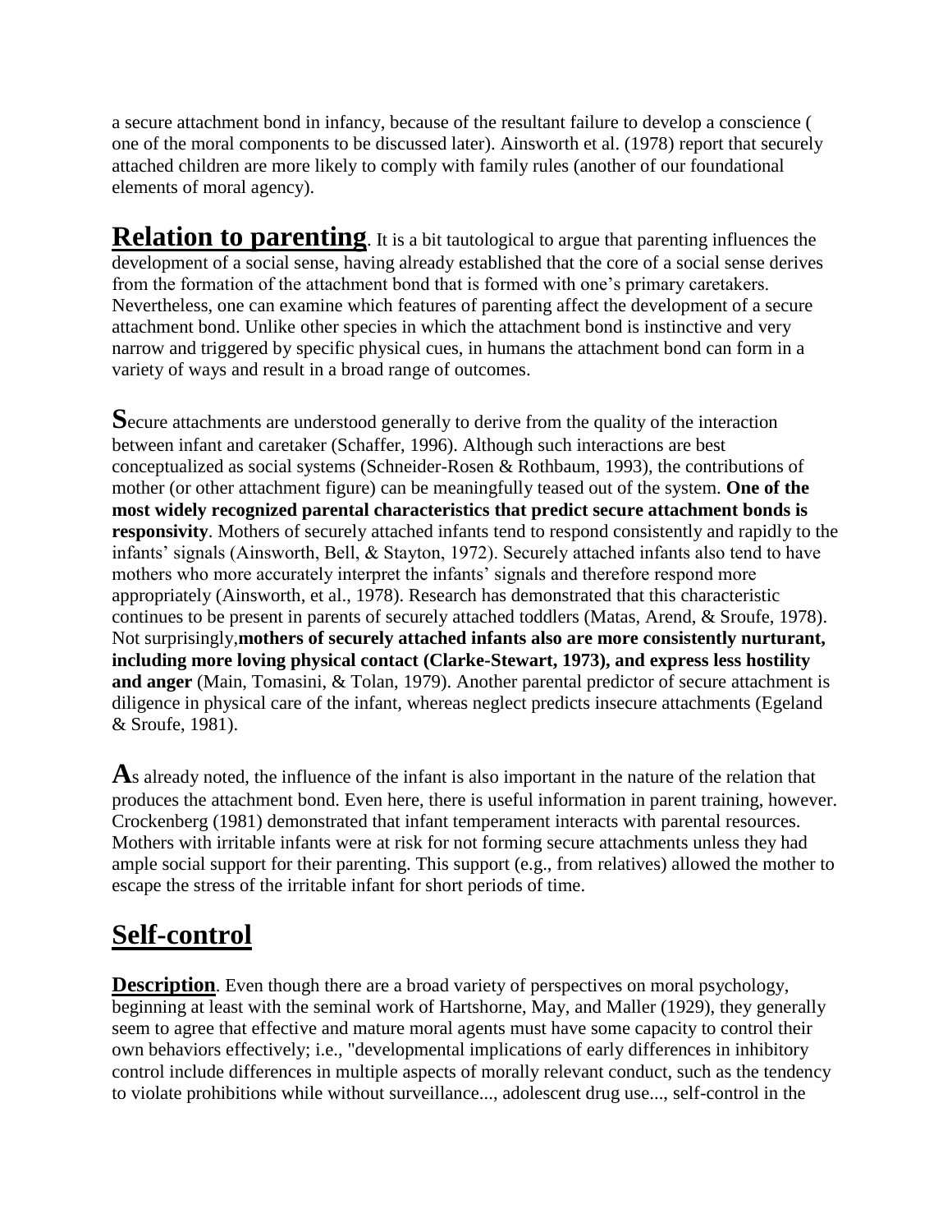a secure attachment bond in infancy, because of the resultant failure to develop a conscience ( one of the moral components to be discussed later). Ainsworth et al. (1978) report that securely attached children are more likely to comply with family rules (another of our foundational elements of moral agency).

**Relation to parenting**. It is a bit tautological to argue that parenting influences the development of a social sense, having already established that the core of a social sense derives from the formation of the attachment bond that is formed with one's primary caretakers. Nevertheless, one can examine which features of parenting affect the development of a secure attachment bond. Unlike other species in which the attachment bond is instinctive and very narrow and triggered by specific physical cues, in humans the attachment bond can form in a variety of ways and result in a broad range of outcomes.

Secure attachments are understood generally to derive from the quality of the interaction between infant and caretaker (Schaffer, 1996). Although such interactions are best conceptualized as social systems (Schneider-Rosen & Rothbaum, 1993), the contributions of mother (or other attachment figure) can be meaningfully teased out of the system. **One of the most widely recognized parental characteristics that predict secure attachment bonds is responsivity**. Mothers of securely attached infants tend to respond consistently and rapidly to the infants' signals (Ainsworth, Bell, & Stayton, 1972). Securely attached infants also tend to have mothers who more accurately interpret the infants' signals and therefore respond more appropriately (Ainsworth, et al., 1978). Research has demonstrated that this characteristic continues to be present in parents of securely attached toddlers (Matas, Arend, & Sroufe, 1978). Not surprisingly,**mothers of securely attached infants also are more consistently nurturant, including more loving physical contact (Clarke-Stewart, 1973), and express less hostility and anger** (Main, Tomasini, & Tolan, 1979). Another parental predictor of secure attachment is diligence in physical care of the infant, whereas neglect predicts insecure attachments (Egeland & Sroufe, 1981).

As already noted, the influence of the infant is also important in the nature of the relation that produces the attachment bond. Even here, there is useful information in parent training, however. Crockenberg (1981) demonstrated that infant temperament interacts with parental resources. Mothers with irritable infants were at risk for not forming secure attachments unless they had ample social support for their parenting. This support (e.g., from relatives) allowed the mother to escape the stress of the irritable infant for short periods of time.

## Self-control

**Description**. Even though there are a broad variety of perspectives on moral psychology, beginning at least with the seminal work of Hartshorne, May, and Maller (1929), they generally seem to agree that effective and mature moral agents must have some capacity to control their own behaviors effectively; i.e., "developmental implications of early differences in inhibitory control include differences in multiple aspects of morally relevant conduct, such as the tendency to violate prohibitions while without surveillance..., adolescent drug use..., self-control in the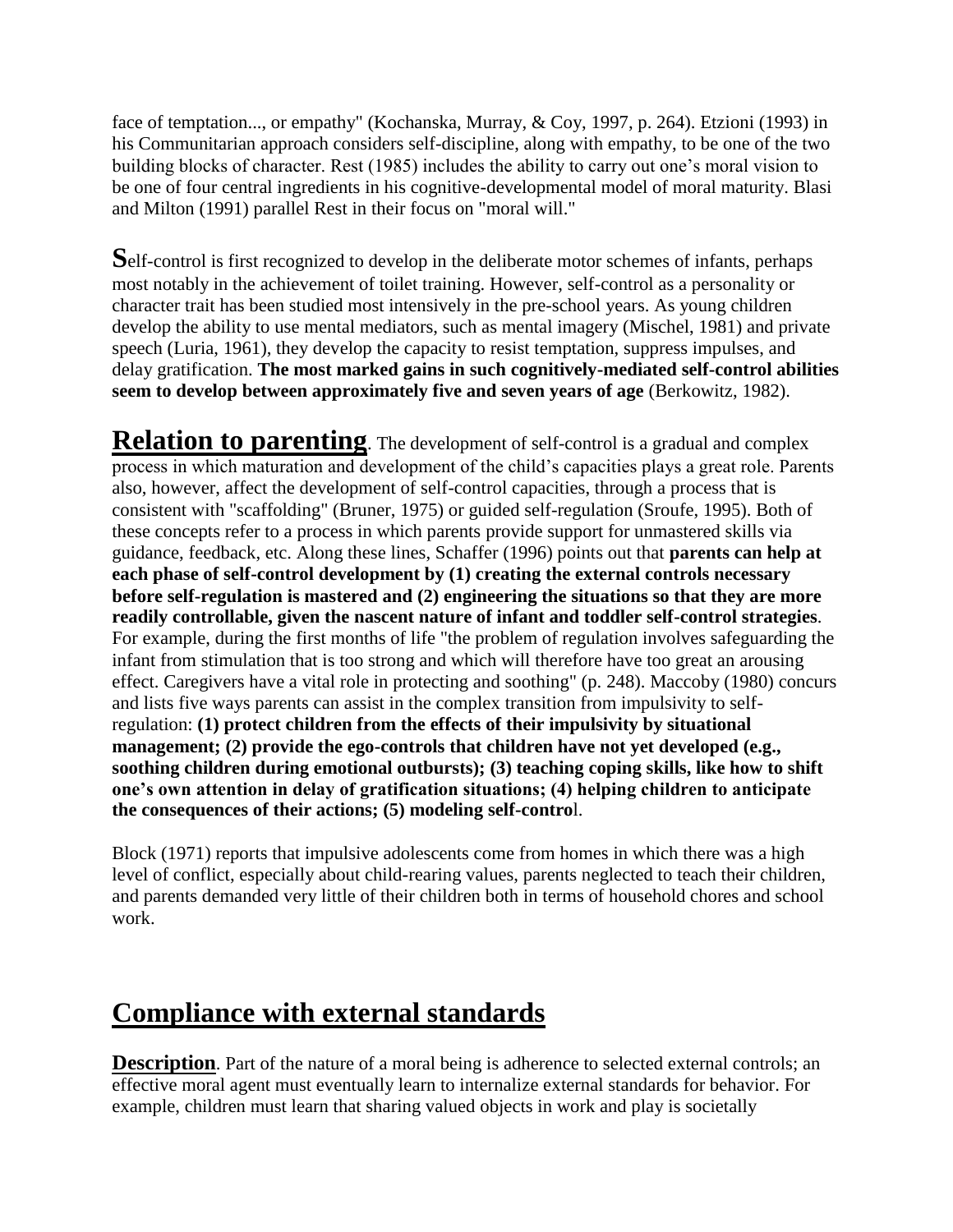face of temptation..., or empathy" (Kochanska, Murray, & Coy, 1997, p. 264). Etzioni (1993) in his Communitarian approach considers self-discipline, along with empathy, to be one of the two building blocks of character. Rest (1985) includes the ability to carry out one's moral vision to be one of four central ingredients in his cognitive-developmental model of moral maturity. Blasi and Milton (1991) parallel Rest in their focus on "moral will."

**S**elf-control is first recognized to develop in the deliberate motor schemes of infants, perhaps most notably in the achievement of toilet training. However, self-control as a personality or character trait has been studied most intensively in the pre-school years. As young children develop the ability to use mental mediators, such as mental imagery (Mischel, 1981) and private speech (Luria, 1961), they develop the capacity to resist temptation, suppress impulses, and delay gratification. **The most marked gains in such cognitively-mediated self-control abilities seem to develop between approximately five and seven years of age** (Berkowitz, 1982).

**Relation to parenting**. The development of self-control is a gradual and complex process in which maturation and development of the child's capacities plays a great role. Parents also, however, affect the development of self-control capacities, through a process that is consistent with "scaffolding" (Bruner, 1975) or guided self-regulation (Sroufe, 1995). Both of these concepts refer to a process in which parents provide support for unmastered skills via guidance, feedback, etc. Along these lines, Schaffer (1996) points out that **parents can help at each phase of self-control development by (1) creating the external controls necessary before self-regulation is mastered and (2) engineering the situations so that they are more readily controllable, given the nascent nature of infant and toddler self-control strategies**. For example, during the first months of life "the problem of regulation involves safeguarding the infant from stimulation that is too strong and which will therefore have too great an arousing effect. Caregivers have a vital role in protecting and soothing" (p. 248). Maccoby (1980) concurs and lists five ways parents can assist in the complex transition from impulsivity to self-regulation: **(1) protect children from the effects of their impulsivity by situational management; (2) provide the ego-controls that children have not yet developed (e.g., soothing children during emotional outbursts); (3) teaching coping skills, like how to shift one's own attention in delay of gratification situations; (4) helping children to anticipate the consequences of their actions; (5) modeling self-control**.

Block (1971) reports that impulsive adolescents come from homes in which there was a high level of conflict, especially about child-rearing values, parents neglected to teach their children, and parents demanded very little of their children both in terms of household chores and school work.

## Compliance with external standards

**Description**. Part of the nature of a moral being is adherence to selected external controls; an effective moral agent must eventually learn to internalize external standards for behavior. For example, children must learn that sharing valued objects in work and play is societally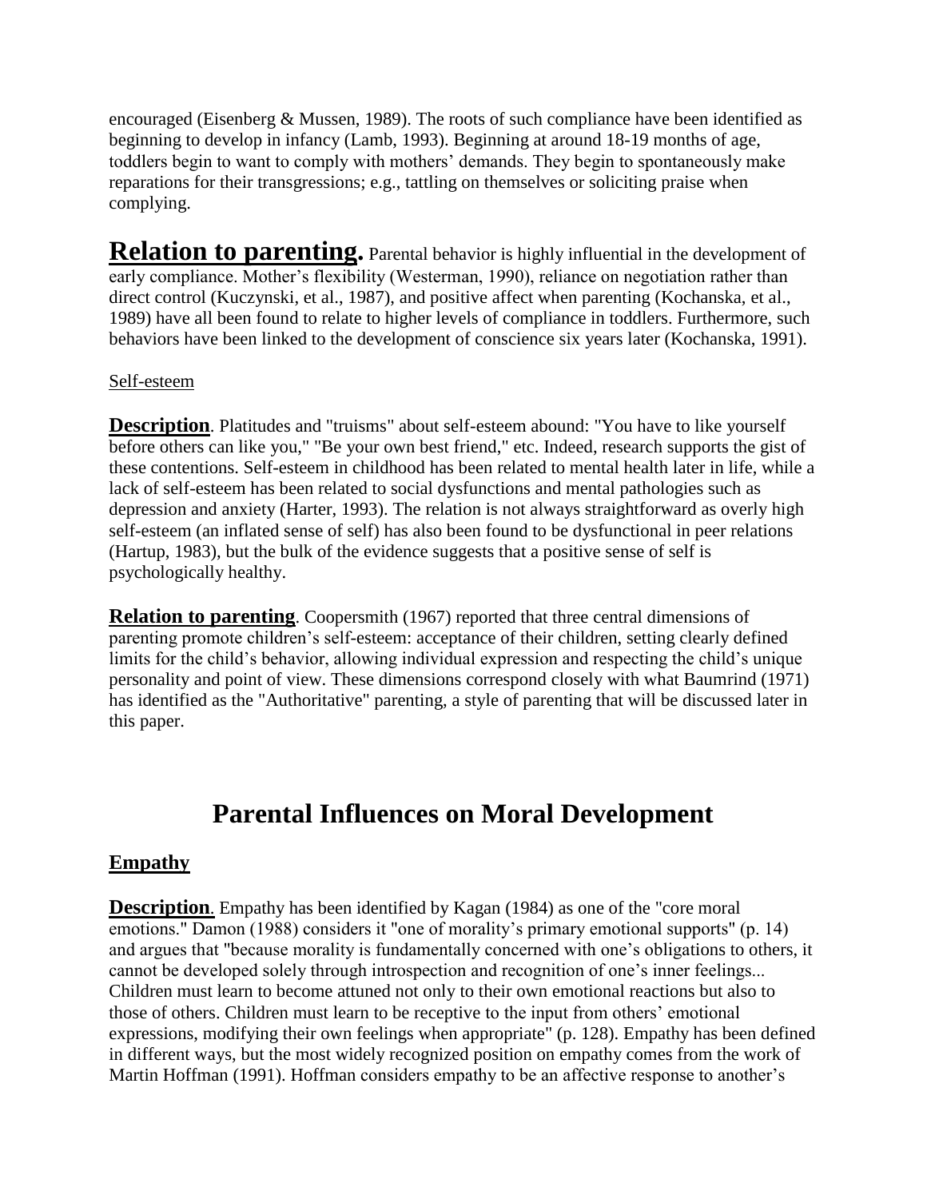encouraged (Eisenberg & Mussen, 1989). The roots of such compliance have been identified as beginning to develop in infancy (Lamb, 1993). Beginning at around 18-19 months of age, toddlers begin to want to comply with mothers' demands. They begin to spontaneously make reparations for their transgressions; e.g., tattling on themselves or soliciting praise when complying.

**Relation to parenting.** Parental behavior is highly influential in the development of early compliance. Mother's flexibility (Westerman, 1990), reliance on negotiation rather than direct control (Kuczynski, et al., 1987), and positive affect when parenting (Kochanska, et al., 1989) have all been found to relate to higher levels of compliance in toddlers. Furthermore, such behaviors have been linked to the development of conscience six years later (Kochanska, 1991).

Self-esteem

**Description**. Platitudes and "truisms" about self-esteem abound: "You have to like yourself before others can like you," "Be your own best friend," etc. Indeed, research supports the gist of these contentions. Self-esteem in childhood has been related to mental health later in life, while a lack of self-esteem has been related to social dysfunctions and mental pathologies such as depression and anxiety (Harter, 1993). The relation is not always straightforward as overly high self-esteem (an inflated sense of self) has also been found to be dysfunctional in peer relations (Hartup, 1983), but the bulk of the evidence suggests that a positive sense of self is psychologically healthy.

**Relation to parenting**. Coopersmith (1967) reported that three central dimensions of parenting promote children's self-esteem: acceptance of their children, setting clearly defined limits for the child's behavior, allowing individual expression and respecting the child's unique personality and point of view. These dimensions correspond closely with what Baumrind (1971) has identified as the "Authoritative" parenting, a style of parenting that will be discussed later in this paper.

# Parental Influences on Moral Development

## Empathy

**Description**. Empathy has been identified by Kagan (1984) as one of the "core moral emotions." Damon (1988) considers it "one of morality's primary emotional supports" (p. 14) and argues that "because morality is fundamentally concerned with one's obligations to others, it cannot be developed solely through introspection and recognition of one's inner feelings... Children must learn to become attuned not only to their own emotional reactions but also to those of others. Children must learn to be receptive to the input from others' emotional expressions, modifying their own feelings when appropriate" (p. 128). Empathy has been defined in different ways, but the most widely recognized position on empathy comes from the work of Martin Hoffman (1991). Hoffman considers empathy to be an affective response to another's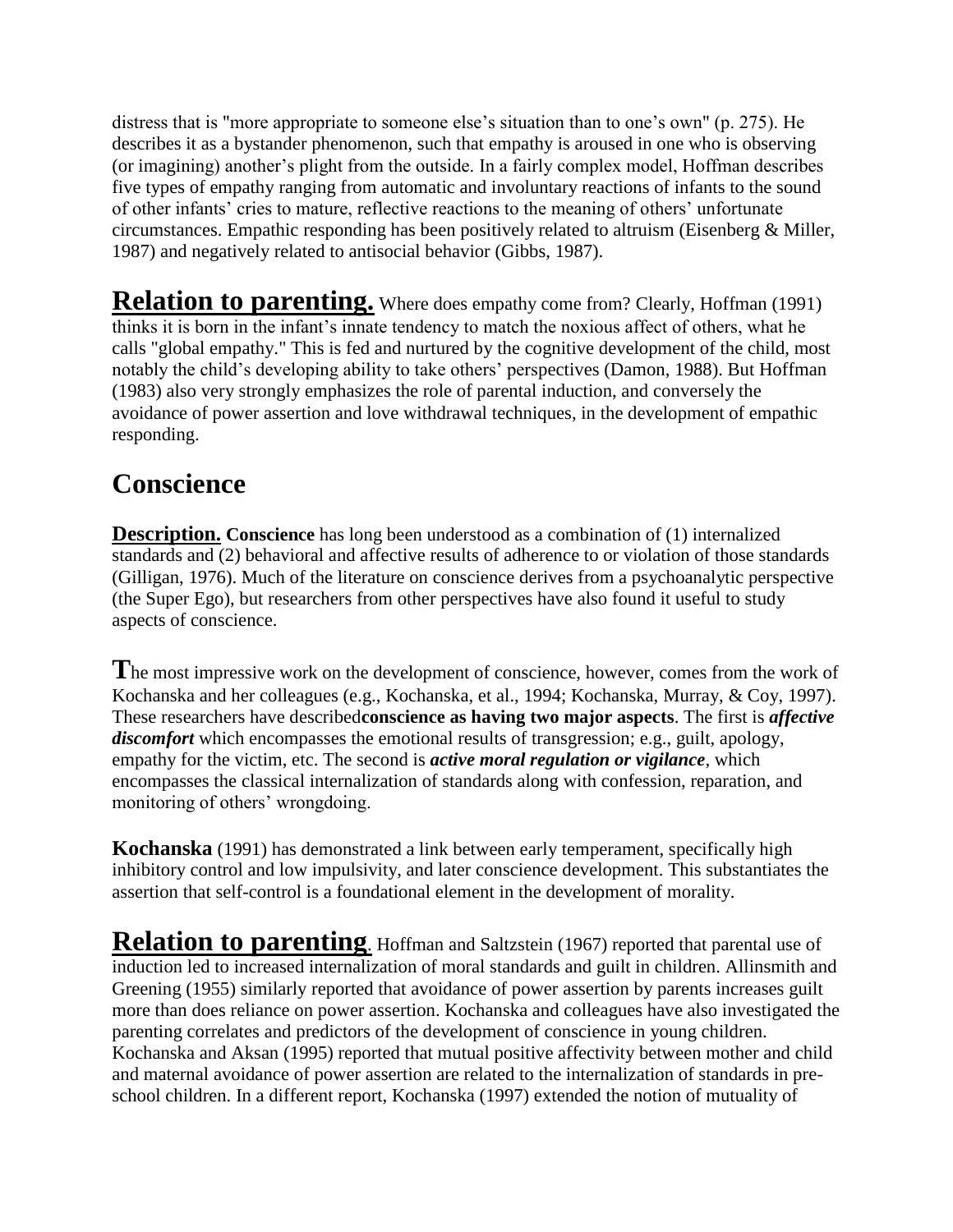distress that is "more appropriate to someone else's situation than to one's own" (p. 275). He describes it as a bystander phenomenon, such that empathy is aroused in one who is observing (or imagining) another's plight from the outside. In a fairly complex model, Hoffman describes five types of empathy ranging from automatic and involuntary reactions of infants to the sound of other infants' cries to mature, reflective reactions to the meaning of others' unfortunate circumstances. Empathic responding has been positively related to altruism (Eisenberg & Miller, 1987) and negatively related to antisocial behavior (Gibbs, 1987).

**Relation to parenting.** Where does empathy come from? Clearly, Hoffman (1991) thinks it is born in the infant's innate tendency to match the noxious affect of others, what he calls "global empathy." This is fed and nurtured by the cognitive development of the child, most notably the child's developing ability to take others' perspectives (Damon, 1988). But Hoffman (1983) also very strongly emphasizes the role of parental induction, and conversely the avoidance of power assertion and love withdrawal techniques, in the development of empathic responding.

## Conscience

**Description.** **Conscience** has long been understood as a combination of (1) internalized standards and (2) behavioral and affective results of adherence to or violation of those standards (Gilligan, 1976). Much of the literature on conscience derives from a psychoanalytic perspective (the Super Ego), but researchers from other perspectives have also found it useful to study aspects of conscience.

**T**he most impressive work on the development of conscience, however, comes from the work of Kochanska and her colleagues (e.g., Kochanska, et al., 1994; Kochanska, Murray, & Coy, 1997). These researchers have described**conscience as having two major aspects**. The first is ***affective discomfort*** which encompasses the emotional results of transgression; e.g., guilt, apology, empathy for the victim, etc. The second is ***active moral regulation or vigilance***, which encompasses the classical internalization of standards along with confession, reparation, and monitoring of others' wrongdoing.

**Kochanska** (1991) has demonstrated a link between early temperament, specifically high inhibitory control and low impulsivity, and later conscience development. This substantiates the assertion that self-control is a foundational element in the development of morality.

**Relation to parenting**. Hoffman and Saltzstein (1967) reported that parental use of induction led to increased internalization of moral standards and guilt in children. Allinsmith and Greening (1955) similarly reported that avoidance of power assertion by parents increases guilt more than does reliance on power assertion. Kochanska and colleagues have also investigated the parenting correlates and predictors of the development of conscience in young children. Kochanska and Aksan (1995) reported that mutual positive affectivity between mother and child and maternal avoidance of power assertion are related to the internalization of standards in pre-school children. In a different report, Kochanska (1997) extended the notion of mutuality of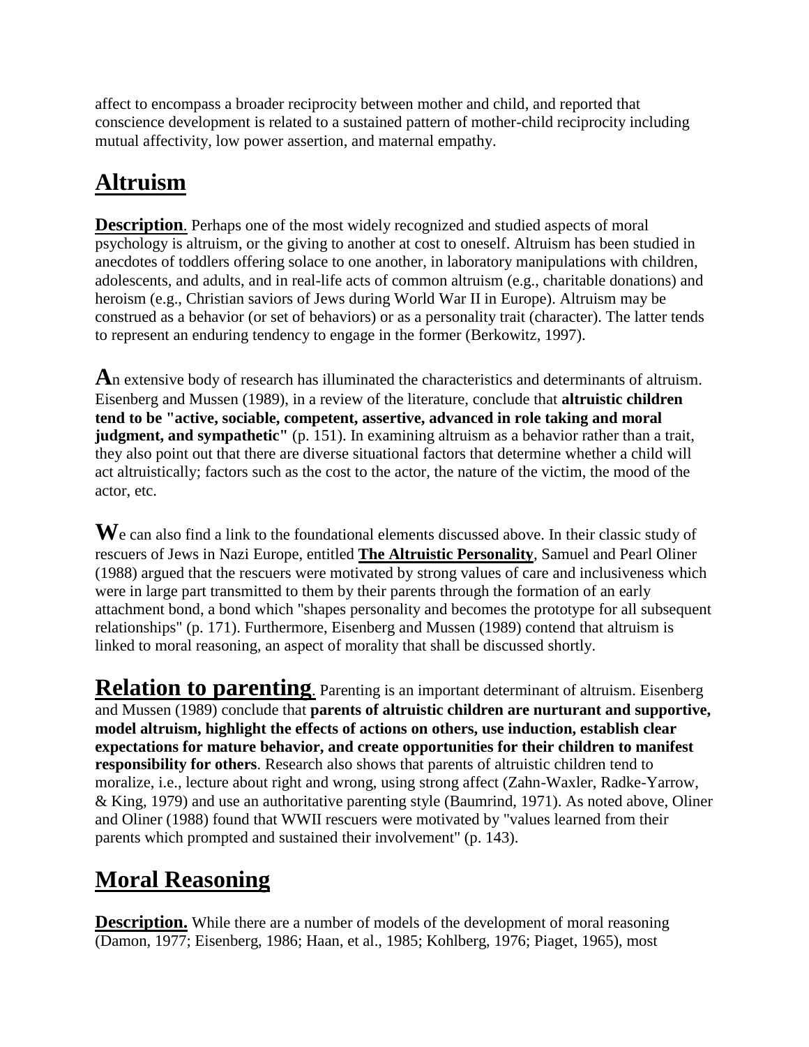affect to encompass a broader reciprocity between mother and child, and reported that conscience development is related to a sustained pattern of mother-child reciprocity including mutual affectivity, low power assertion, and maternal empathy.

## Altruism

**Description**. Perhaps one of the most widely recognized and studied aspects of moral psychology is altruism, or the giving to another at cost to oneself. Altruism has been studied in anecdotes of toddlers offering solace to one another, in laboratory manipulations with children, adolescents, and adults, and in real-life acts of common altruism (e.g., charitable donations) and heroism (e.g., Christian saviors of Jews during World War II in Europe). Altruism may be construed as a behavior (or set of behaviors) or as a personality trait (character). The latter tends to represent an enduring tendency to engage in the former (Berkowitz, 1997).

An extensive body of research has illuminated the characteristics and determinants of altruism. Eisenberg and Mussen (1989), in a review of the literature, conclude that **altruistic children tend to be "active, sociable, competent, assertive, advanced in role taking and moral judgment, and sympathetic"** (p. 151). In examining altruism as a behavior rather than a trait, they also point out that there are diverse situational factors that determine whether a child will act altruistically; factors such as the cost to the actor, the nature of the victim, the mood of the actor, etc.

We can also find a link to the foundational elements discussed above. In their classic study of rescuers of Jews in Nazi Europe, entitled **The Altruistic Personality**, Samuel and Pearl Oliner (1988) argued that the rescuers were motivated by strong values of care and inclusiveness which were in large part transmitted to them by their parents through the formation of an early attachment bond, a bond which "shapes personality and becomes the prototype for all subsequent relationships" (p. 171). Furthermore, Eisenberg and Mussen (1989) contend that altruism is linked to moral reasoning, an aspect of morality that shall be discussed shortly.

**Relation to parenting**. Parenting is an important determinant of altruism. Eisenberg and Mussen (1989) conclude that **parents of altruistic children are nurturant and supportive, model altruism, highlight the effects of actions on others, use induction, establish clear expectations for mature behavior, and create opportunities for their children to manifest responsibility for others**. Research also shows that parents of altruistic children tend to moralize, i.e., lecture about right and wrong, using strong affect (Zahn-Waxler, Radke-Yarrow, & King, 1979) and use an authoritative parenting style (Baumrind, 1971). As noted above, Oliner and Oliner (1988) found that WWII rescuers were motivated by "values learned from their parents which prompted and sustained their involvement" (p. 143).

## Moral Reasoning

**Description.** While there are a number of models of the development of moral reasoning (Damon, 1977; Eisenberg, 1986; Haan, et al., 1985; Kohlberg, 1976; Piaget, 1965), most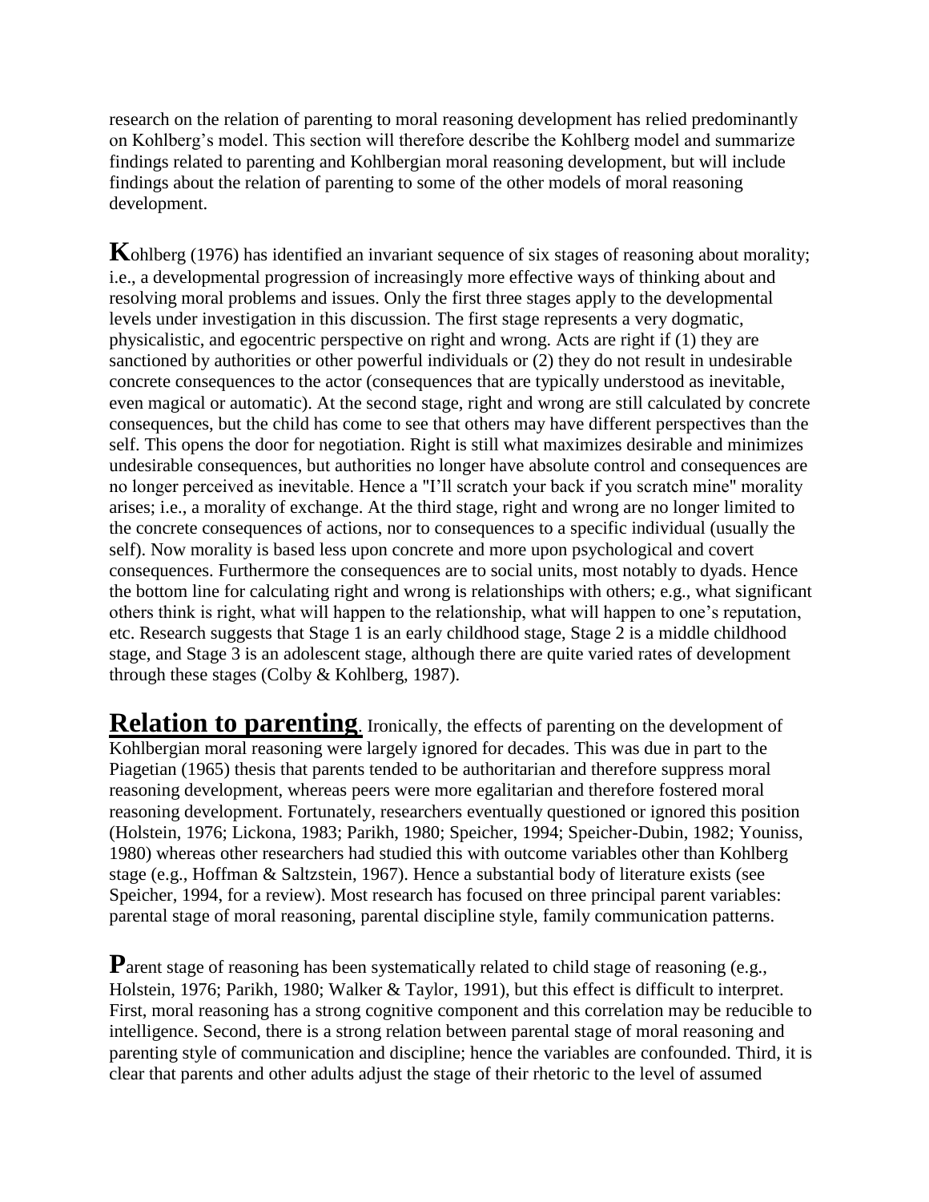research on the relation of parenting to moral reasoning development has relied predominantly on Kohlberg's model. This section will therefore describe the Kohlberg model and summarize findings related to parenting and Kohlbergian moral reasoning development, but will include findings about the relation of parenting to some of the other models of moral reasoning development.

**K**ohlberg (1976) has identified an invariant sequence of six stages of reasoning about morality; i.e., a developmental progression of increasingly more effective ways of thinking about and resolving moral problems and issues. Only the first three stages apply to the developmental levels under investigation in this discussion. The first stage represents a very dogmatic, physicalistic, and egocentric perspective on right and wrong. Acts are right if (1) they are sanctioned by authorities or other powerful individuals or (2) they do not result in undesirable concrete consequences to the actor (consequences that are typically understood as inevitable, even magical or automatic). At the second stage, right and wrong are still calculated by concrete consequences, but the child has come to see that others may have different perspectives than the self. This opens the door for negotiation. Right is still what maximizes desirable and minimizes undesirable consequences, but authorities no longer have absolute control and consequences are no longer perceived as inevitable. Hence a "I'll scratch your back if you scratch mine" morality arises; i.e., a morality of exchange. At the third stage, right and wrong are no longer limited to the concrete consequences of actions, nor to consequences to a specific individual (usually the self). Now morality is based less upon concrete and more upon psychological and covert consequences. Furthermore the consequences are to social units, most notably to dyads. Hence the bottom line for calculating right and wrong is relationships with others; e.g., what significant others think is right, what will happen to the relationship, what will happen to one's reputation, etc. Research suggests that Stage 1 is an early childhood stage, Stage 2 is a middle childhood stage, and Stage 3 is an adolescent stage, although there are quite varied rates of development through these stages (Colby & Kohlberg, 1987).

**Relation to parenting**. Ironically, the effects of parenting on the development of Kohlbergian moral reasoning were largely ignored for decades. This was due in part to the Piagetian (1965) thesis that parents tended to be authoritarian and therefore suppress moral reasoning development, whereas peers were more egalitarian and therefore fostered moral reasoning development. Fortunately, researchers eventually questioned or ignored this position (Holstein, 1976; Lickona, 1983; Parikh, 1980; Speicher, 1994; Speicher-Dubin, 1982; Youniss, 1980) whereas other researchers had studied this with outcome variables other than Kohlberg stage (e.g., Hoffman & Saltzstein, 1967). Hence a substantial body of literature exists (see Speicher, 1994, for a review). Most research has focused on three principal parent variables: parental stage of moral reasoning, parental discipline style, family communication patterns.

**P**arent stage of reasoning has been systematically related to child stage of reasoning (e.g., Holstein, 1976; Parikh, 1980; Walker & Taylor, 1991), but this effect is difficult to interpret. First, moral reasoning has a strong cognitive component and this correlation may be reducible to intelligence. Second, there is a strong relation between parental stage of moral reasoning and parenting style of communication and discipline; hence the variables are confounded. Third, it is clear that parents and other adults adjust the stage of their rhetoric to the level of assumed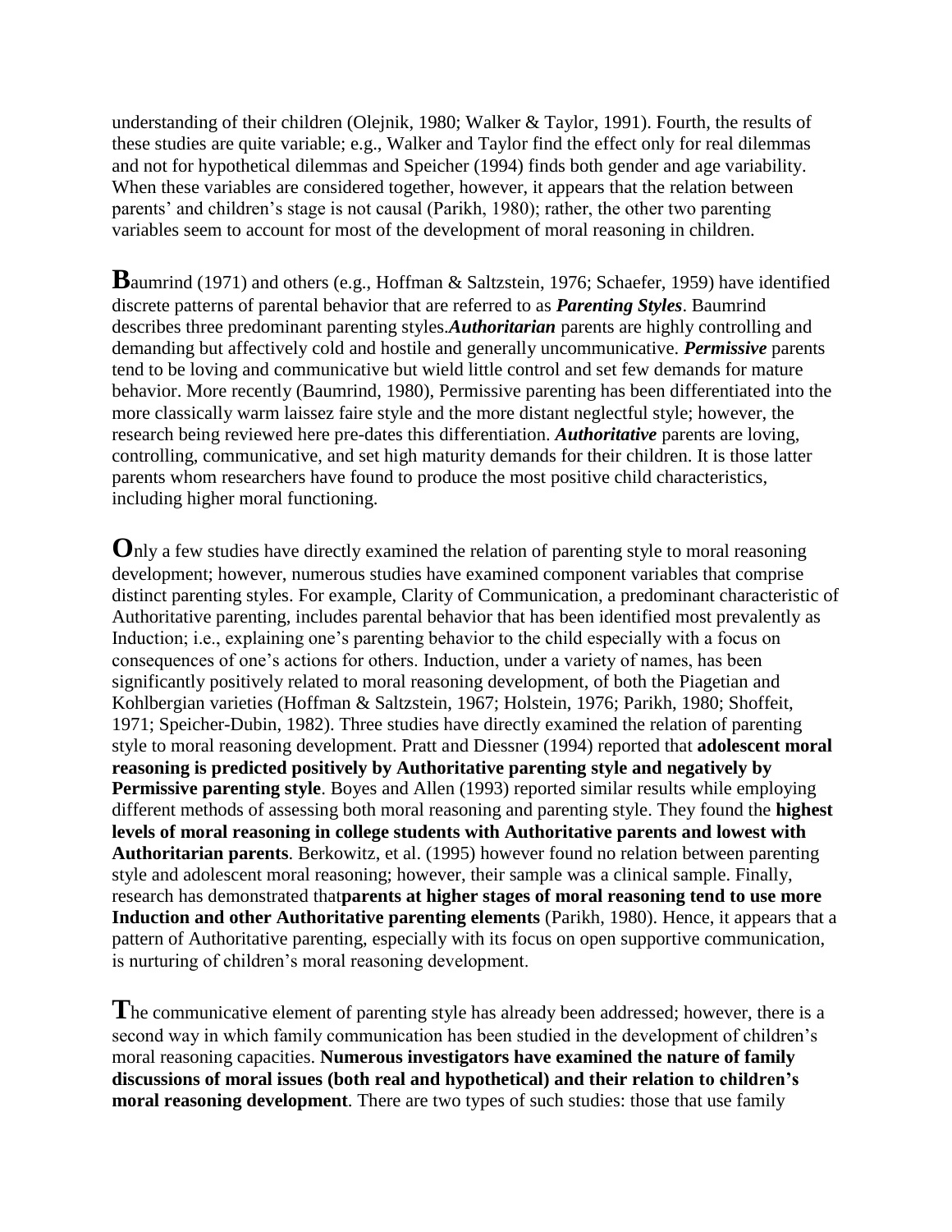understanding of their children (Olejnik, 1980; Walker & Taylor, 1991). Fourth, the results of these studies are quite variable; e.g., Walker and Taylor find the effect only for real dilemmas and not for hypothetical dilemmas and Speicher (1994) finds both gender and age variability. When these variables are considered together, however, it appears that the relation between parents' and children's stage is not causal (Parikh, 1980); rather, the other two parenting variables seem to account for most of the development of moral reasoning in children.

**B**aumrind (1971) and others (e.g., Hoffman & Saltzstein, 1976; Schaefer, 1959) have identified discrete patterns of parental behavior that are referred to as ***Parenting Styles***. Baumrind describes three predominant parenting styles.***Authoritarian*** parents are highly controlling and demanding but affectively cold and hostile and generally uncommunicative. ***Permissive*** parents tend to be loving and communicative but wield little control and set few demands for mature behavior. More recently (Baumrind, 1980), Permissive parenting has been differentiated into the more classically warm laissez faire style and the more distant neglectful style; however, the research being reviewed here pre-dates this differentiation. ***Authoritative*** parents are loving, controlling, communicative, and set high maturity demands for their children. It is those latter parents whom researchers have found to produce the most positive child characteristics, including higher moral functioning.

**O**nly a few studies have directly examined the relation of parenting style to moral reasoning development; however, numerous studies have examined component variables that comprise distinct parenting styles. For example, Clarity of Communication, a predominant characteristic of Authoritative parenting, includes parental behavior that has been identified most prevalently as Induction; i.e., explaining one's parenting behavior to the child especially with a focus on consequences of one's actions for others. Induction, under a variety of names, has been significantly positively related to moral reasoning development, of both the Piagetian and Kohlbergian varieties (Hoffman & Saltzstein, 1967; Holstein, 1976; Parikh, 1980; Shoffeit, 1971; Speicher-Dubin, 1982). Three studies have directly examined the relation of parenting style to moral reasoning development. Pratt and Diessner (1994) reported that **adolescent moral reasoning is predicted positively by Authoritative parenting style and negatively by Permissive parenting style**. Boyes and Allen (1993) reported similar results while employing different methods of assessing both moral reasoning and parenting style. They found the **highest levels of moral reasoning in college students with Authoritative parents and lowest with Authoritarian parents**. Berkowitz, et al. (1995) however found no relation between parenting style and adolescent moral reasoning; however, their sample was a clinical sample. Finally, research has demonstrated that**parents at higher stages of moral reasoning tend to use more Induction and other Authoritative parenting elements** (Parikh, 1980). Hence, it appears that a pattern of Authoritative parenting, especially with its focus on open supportive communication, is nurturing of children's moral reasoning development.

**T**he communicative element of parenting style has already been addressed; however, there is a second way in which family communication has been studied in the development of children's moral reasoning capacities. **Numerous investigators have examined the nature of family discussions of moral issues (both real and hypothetical) and their relation to children's moral reasoning development**. There are two types of such studies: those that use family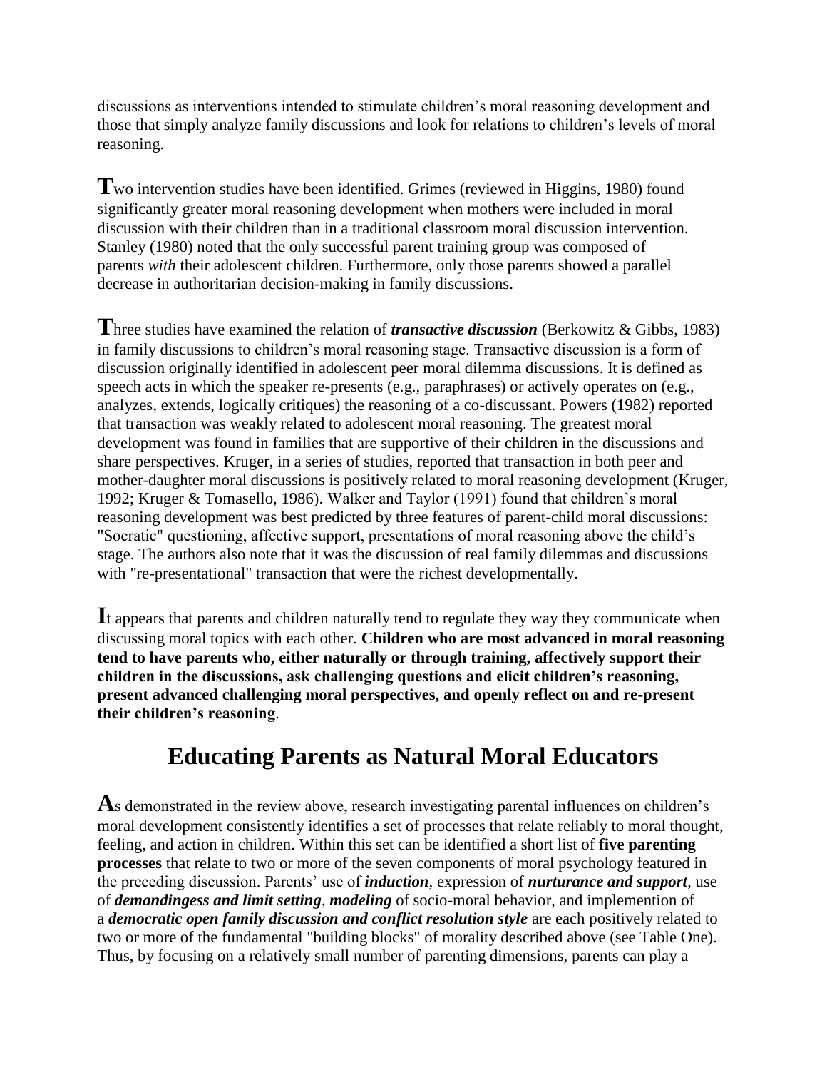discussions as interventions intended to stimulate children's moral reasoning development and those that simply analyze family discussions and look for relations to children's levels of moral reasoning.

**T**wo intervention studies have been identified. Grimes (reviewed in Higgins, 1980) found significantly greater moral reasoning development when mothers were included in moral discussion with their children than in a traditional classroom moral discussion intervention. Stanley (1980) noted that the only successful parent training group was composed of parents *with* their adolescent children. Furthermore, only those parents showed a parallel decrease in authoritarian decision-making in family discussions.

**T**hree studies have examined the relation of ***transactive discussion*** (Berkowitz & Gibbs, 1983) in family discussions to children's moral reasoning stage. Transactive discussion is a form of discussion originally identified in adolescent peer moral dilemma discussions. It is defined as speech acts in which the speaker re-presents (e.g., paraphrases) or actively operates on (e.g., analyzes, extends, logically critiques) the reasoning of a co-discussant. Powers (1982) reported that transaction was weakly related to adolescent moral reasoning. The greatest moral development was found in families that are supportive of their children in the discussions and share perspectives. Kruger, in a series of studies, reported that transaction in both peer and mother-daughter moral discussions is positively related to moral reasoning development (Kruger, 1992; Kruger & Tomasello, 1986). Walker and Taylor (1991) found that children's moral reasoning development was best predicted by three features of parent-child moral discussions: "Socratic" questioning, affective support, presentations of moral reasoning above the child's stage. The authors also note that it was the discussion of real family dilemmas and discussions with "re-presentational" transaction that were the richest developmentally.

**I**t appears that parents and children naturally tend to regulate they way they communicate when discussing moral topics with each other. **Children who are most advanced in moral reasoning tend to have parents who, either naturally or through training, affectively support their children in the discussions, ask challenging questions and elicit children's reasoning, present advanced challenging moral perspectives, and openly reflect on and re-present their children's reasoning**.

## Educating Parents as Natural Moral Educators

**A**s demonstrated in the review above, research investigating parental influences on children's moral development consistently identifies a set of processes that relate reliably to moral thought, feeling, and action in children. Within this set can be identified a short list of **five parenting processes** that relate to two or more of the seven components of moral psychology featured in the preceding discussion. Parents' use of ***induction***, expression of ***nurturance and support***, use of ***demandingess and limit setting***, ***modeling*** of socio-moral behavior, and implemention of a ***democratic open family discussion and conflict resolution style*** are each positively related to two or more of the fundamental "building blocks" of morality described above (see Table One). Thus, by focusing on a relatively small number of parenting dimensions, parents can play a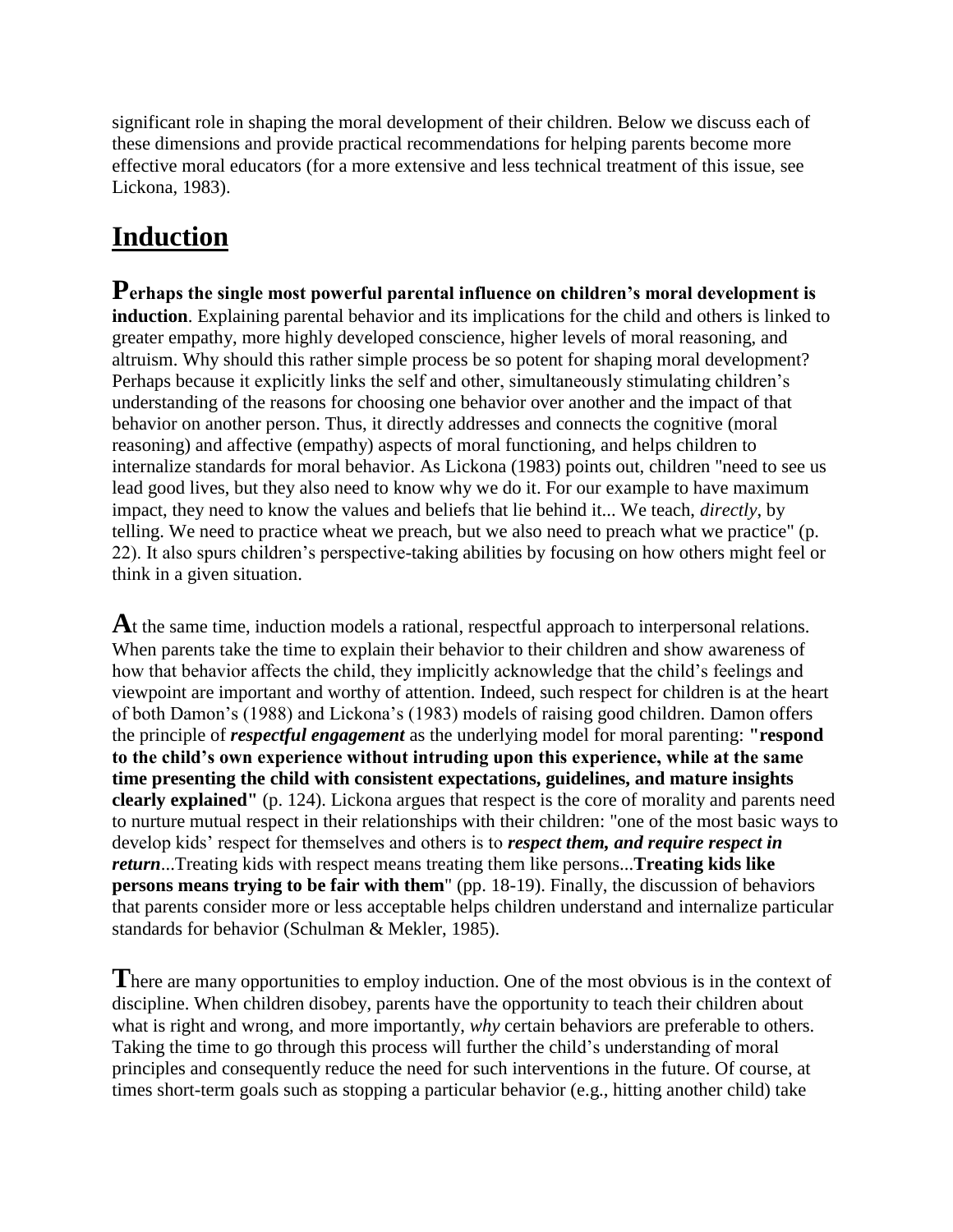significant role in shaping the moral development of their children. Below we discuss each of these dimensions and provide practical recommendations for helping parents become more effective moral educators (for a more extensive and less technical treatment of this issue, see Lickona, 1983).

## Induction

**Perhaps the single most powerful parental influence on children's moral development is induction**. Explaining parental behavior and its implications for the child and others is linked to greater empathy, more highly developed conscience, higher levels of moral reasoning, and altruism. Why should this rather simple process be so potent for shaping moral development? Perhaps because it explicitly links the self and other, simultaneously stimulating children's understanding of the reasons for choosing one behavior over another and the impact of that behavior on another person. Thus, it directly addresses and connects the cognitive (moral reasoning) and affective (empathy) aspects of moral functioning, and helps children to internalize standards for moral behavior. As Lickona (1983) points out, children "need to see us lead good lives, but they also need to know why we do it. For our example to have maximum impact, they need to know the values and beliefs that lie behind it... We teach, *directly*, by telling. We need to practice wheat we preach, but we also need to preach what we practice" (p. 22). It also spurs children's perspective-taking abilities by focusing on how others might feel or think in a given situation.

At the same time, induction models a rational, respectful approach to interpersonal relations. When parents take the time to explain their behavior to their children and show awareness of how that behavior affects the child, they implicitly acknowledge that the child's feelings and viewpoint are important and worthy of attention. Indeed, such respect for children is at the heart of both Damon's (1988) and Lickona's (1983) models of raising good children. Damon offers the principle of ***respectful engagement*** as the underlying model for moral parenting: **"respond to the child's own experience without intruding upon this experience, while at the same time presenting the child with consistent expectations, guidelines, and mature insights clearly explained"** (p. 124). Lickona argues that respect is the core of morality and parents need to nurture mutual respect in their relationships with their children: "one of the most basic ways to develop kids' respect for themselves and others is to ***respect them, and require respect in return***...Treating kids with respect means treating them like persons...**Treating kids like persons means trying to be fair with them**" (pp. 18-19). Finally, the discussion of behaviors that parents consider more or less acceptable helps children understand and internalize particular standards for behavior (Schulman & Mekler, 1985).

There are many opportunities to employ induction. One of the most obvious is in the context of discipline. When children disobey, parents have the opportunity to teach their children about what is right and wrong, and more importantly, *why* certain behaviors are preferable to others. Taking the time to go through this process will further the child's understanding of moral principles and consequently reduce the need for such interventions in the future. Of course, at times short-term goals such as stopping a particular behavior (e.g., hitting another child) take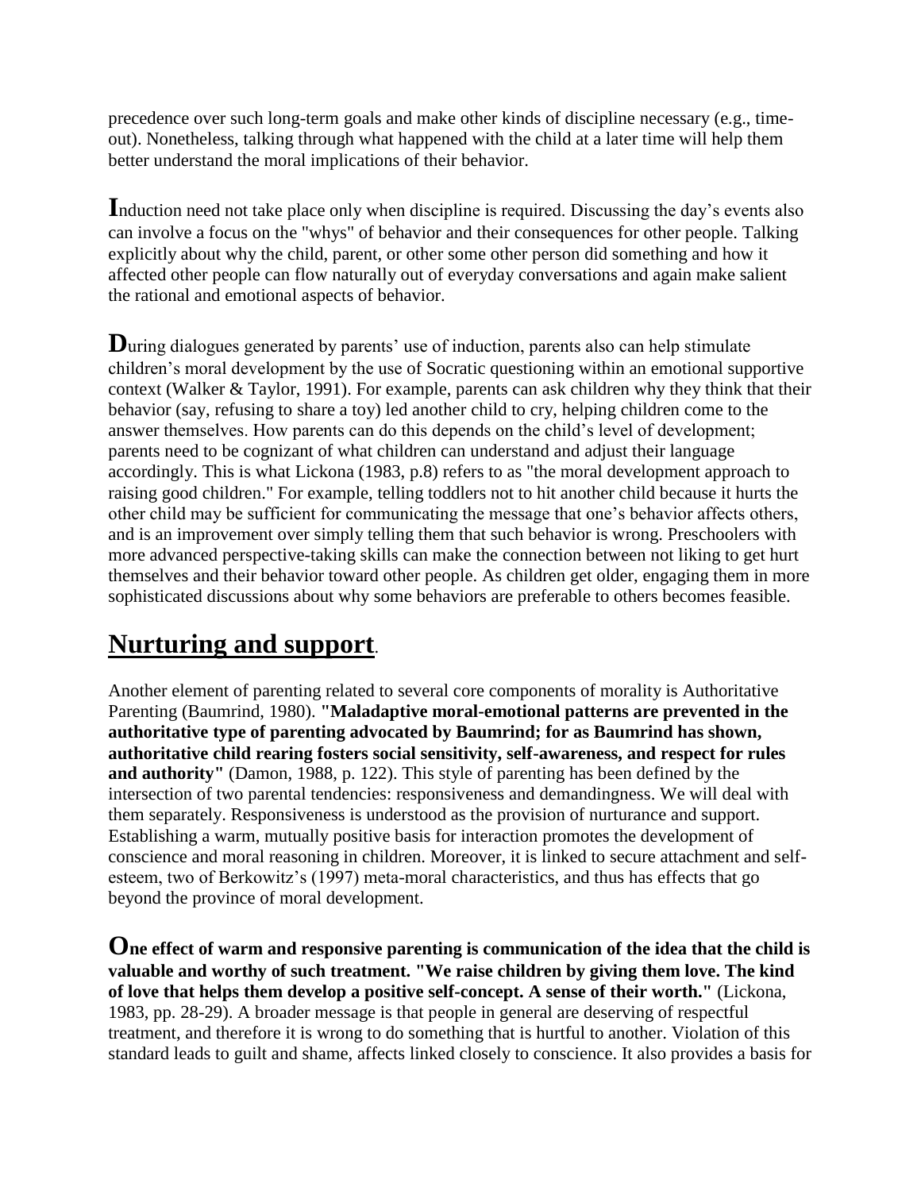precedence over such long-term goals and make other kinds of discipline necessary (e.g., time-out). Nonetheless, talking through what happened with the child at a later time will help them better understand the moral implications of their behavior.

**I**nduction need not take place only when discipline is required. Discussing the day's events also can involve a focus on the "whys" of behavior and their consequences for other people. Talking explicitly about why the child, parent, or other some other person did something and how it affected other people can flow naturally out of everyday conversations and again make salient the rational and emotional aspects of behavior.

**D**uring dialogues generated by parents' use of induction, parents also can help stimulate children's moral development by the use of Socratic questioning within an emotional supportive context (Walker & Taylor, 1991). For example, parents can ask children why they think that their behavior (say, refusing to share a toy) led another child to cry, helping children come to the answer themselves. How parents can do this depends on the child's level of development; parents need to be cognizant of what children can understand and adjust their language accordingly. This is what Lickona (1983, p.8) refers to as "the moral development approach to raising good children." For example, telling toddlers not to hit another child because it hurts the other child may be sufficient for communicating the message that one's behavior affects others, and is an improvement over simply telling them that such behavior is wrong. Preschoolers with more advanced perspective-taking skills can make the connection between not liking to get hurt themselves and their behavior toward other people. As children get older, engaging them in more sophisticated discussions about why some behaviors are preferable to others becomes feasible.

## Nurturing and support.

Another element of parenting related to several core components of morality is Authoritative Parenting (Baumrind, 1980). **"Maladaptive moral-emotional patterns are prevented in the authoritative type of parenting advocated by Baumrind; for as Baumrind has shown, authoritative child rearing fosters social sensitivity, self-awareness, and respect for rules and authority"** (Damon, 1988, p. 122). This style of parenting has been defined by the intersection of two parental tendencies: responsiveness and demandingness. We will deal with them separately. Responsiveness is understood as the provision of nurturance and support. Establishing a warm, mutually positive basis for interaction promotes the development of conscience and moral reasoning in children. Moreover, it is linked to secure attachment and self-esteem, two of Berkowitz's (1997) meta-moral characteristics, and thus has effects that go beyond the province of moral development.

**One effect of warm and responsive parenting is communication of the idea that the child is valuable and worthy of such treatment. "We raise children by giving them love. The kind of love that helps them develop a positive self-concept. A sense of their worth."** (Lickona, 1983, pp. 28-29). A broader message is that people in general are deserving of respectful treatment, and therefore it is wrong to do something that is hurtful to another. Violation of this standard leads to guilt and shame, affects linked closely to conscience. It also provides a basis for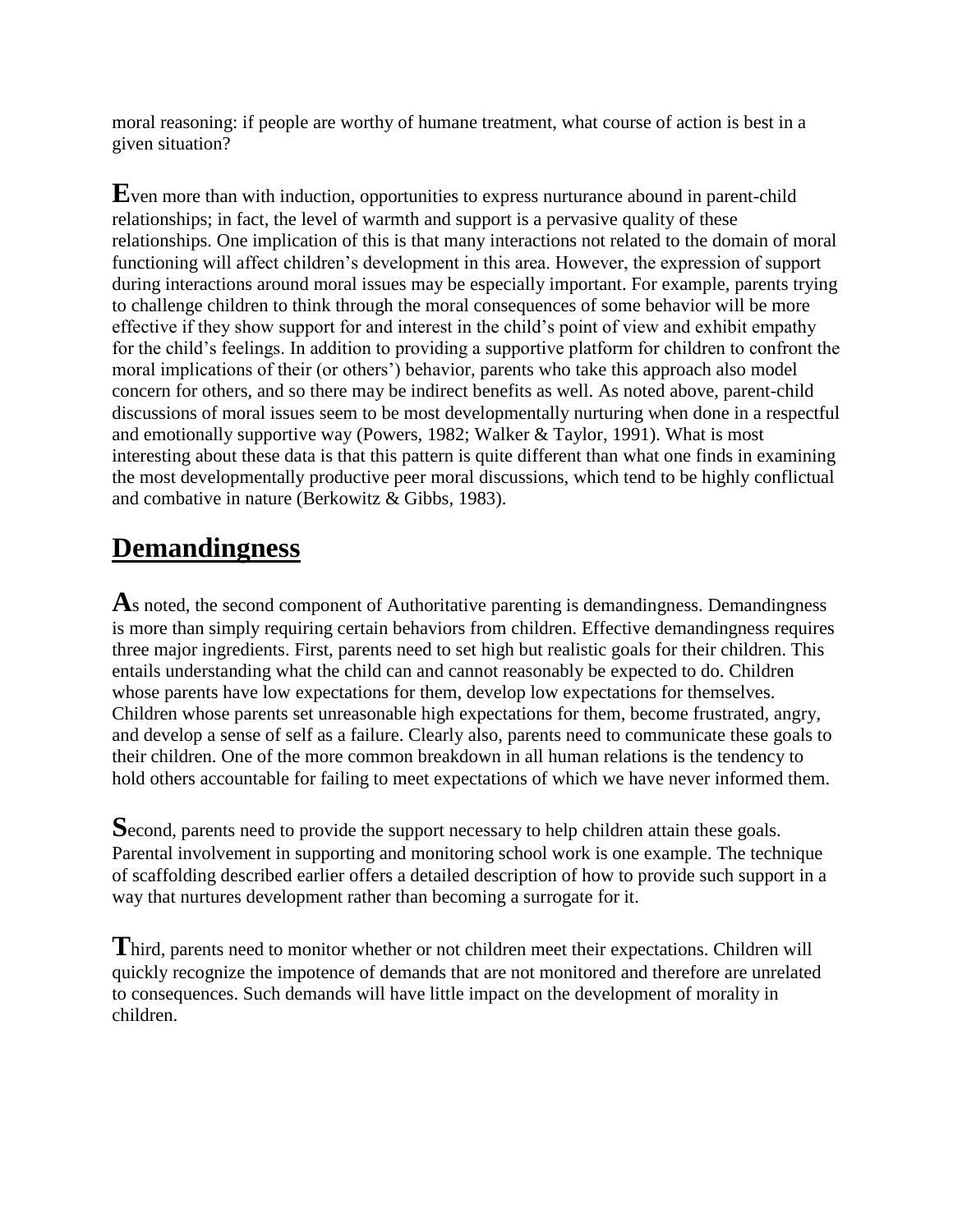moral reasoning: if people are worthy of humane treatment, what course of action is best in a given situation?

Even more than with induction, opportunities to express nurturance abound in parent-child relationships; in fact, the level of warmth and support is a pervasive quality of these relationships. One implication of this is that many interactions not related to the domain of moral functioning will affect children's development in this area. However, the expression of support during interactions around moral issues may be especially important. For example, parents trying to challenge children to think through the moral consequences of some behavior will be more effective if they show support for and interest in the child's point of view and exhibit empathy for the child's feelings. In addition to providing a supportive platform for children to confront the moral implications of their (or others') behavior, parents who take this approach also model concern for others, and so there may be indirect benefits as well. As noted above, parent-child discussions of moral issues seem to be most developmentally nurturing when done in a respectful and emotionally supportive way (Powers, 1982; Walker & Taylor, 1991). What is most interesting about these data is that this pattern is quite different than what one finds in examining the most developmentally productive peer moral discussions, which tend to be highly conflictual and combative in nature (Berkowitz & Gibbs, 1983).

## Demandingness

As noted, the second component of Authoritative parenting is demandingness. Demandingness is more than simply requiring certain behaviors from children. Effective demandingness requires three major ingredients. First, parents need to set high but realistic goals for their children. This entails understanding what the child can and cannot reasonably be expected to do. Children whose parents have low expectations for them, develop low expectations for themselves. Children whose parents set unreasonable high expectations for them, become frustrated, angry, and develop a sense of self as a failure. Clearly also, parents need to communicate these goals to their children. One of the more common breakdown in all human relations is the tendency to hold others accountable for failing to meet expectations of which we have never informed them.

Second, parents need to provide the support necessary to help children attain these goals. Parental involvement in supporting and monitoring school work is one example. The technique of scaffolding described earlier offers a detailed description of how to provide such support in a way that nurtures development rather than becoming a surrogate for it.

Third, parents need to monitor whether or not children meet their expectations. Children will quickly recognize the impotence of demands that are not monitored and therefore are unrelated to consequences. Such demands will have little impact on the development of morality in children.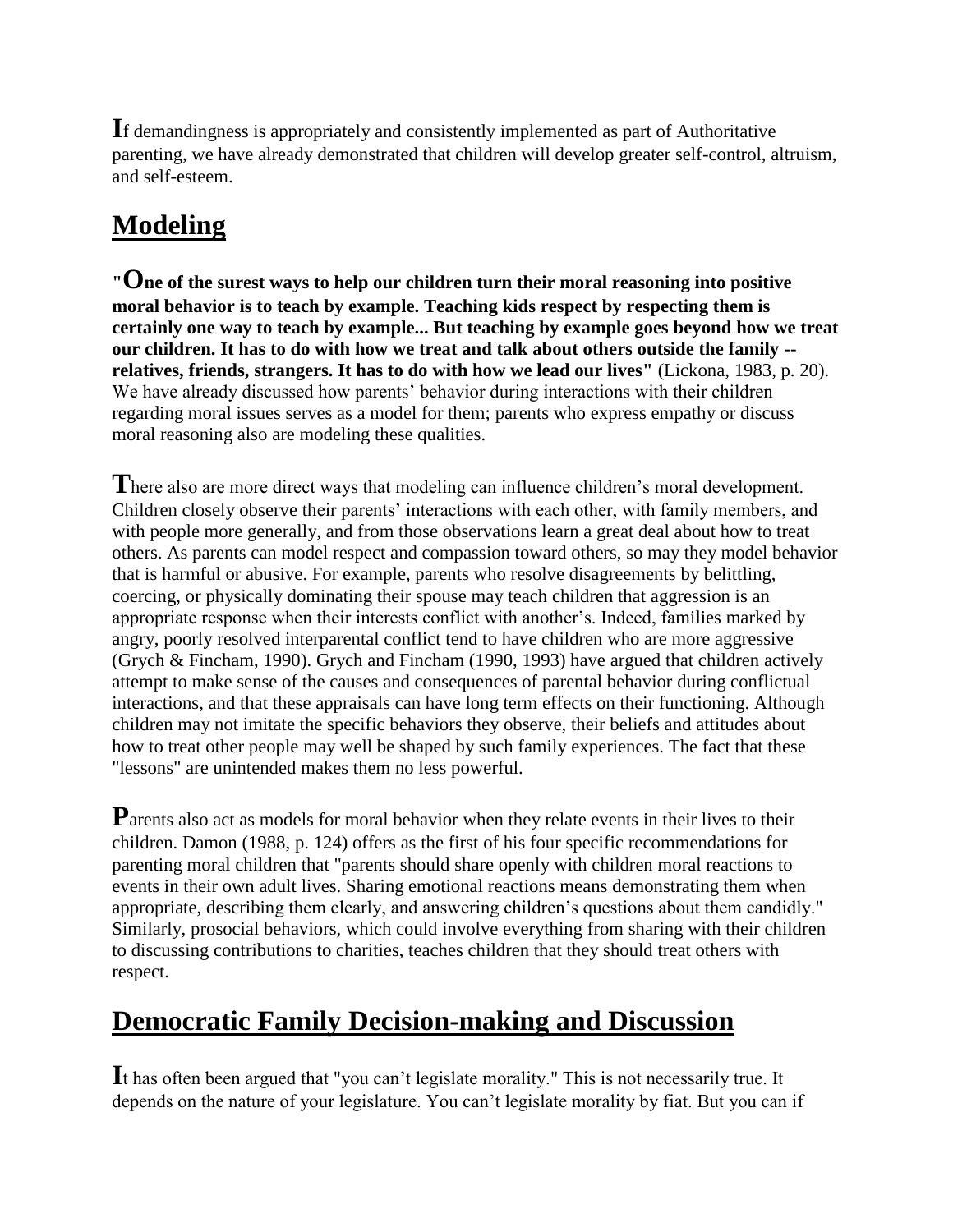**I**f demandingness is appropriately and consistently implemented as part of Authoritative parenting, we have already demonstrated that children will develop greater self-control, altruism, and self-esteem.

## Modeling

"**One of the surest ways to help our children turn their moral reasoning into positive moral behavior is to teach by example. Teaching kids respect by respecting them is certainly one way to teach by example... But teaching by example goes beyond how we treat our children. It has to do with how we treat and talk about others outside the family -- relatives, friends, strangers. It has to do with how we lead our lives"** (Lickona, 1983, p. 20). We have already discussed how parents' behavior during interactions with their children regarding moral issues serves as a model for them; parents who express empathy or discuss moral reasoning also are modeling these qualities.

**T**here also are more direct ways that modeling can influence children's moral development. Children closely observe their parents' interactions with each other, with family members, and with people more generally, and from those observations learn a great deal about how to treat others. As parents can model respect and compassion toward others, so may they model behavior that is harmful or abusive. For example, parents who resolve disagreements by belittling, coercing, or physically dominating their spouse may teach children that aggression is an appropriate response when their interests conflict with another's. Indeed, families marked by angry, poorly resolved interparental conflict tend to have children who are more aggressive (Grych & Fincham, 1990). Grych and Fincham (1990, 1993) have argued that children actively attempt to make sense of the causes and consequences of parental behavior during conflictual interactions, and that these appraisals can have long term effects on their functioning. Although children may not imitate the specific behaviors they observe, their beliefs and attitudes about how to treat other people may well be shaped by such family experiences. The fact that these "lessons" are unintended makes them no less powerful.

**P**arents also act as models for moral behavior when they relate events in their lives to their children. Damon (1988, p. 124) offers as the first of his four specific recommendations for parenting moral children that "parents should share openly with children moral reactions to events in their own adult lives. Sharing emotional reactions means demonstrating them when appropriate, describing them clearly, and answering children's questions about them candidly." Similarly, prosocial behaviors, which could involve everything from sharing with their children to discussing contributions to charities, teaches children that they should treat others with respect.

## Democratic Family Decision-making and Discussion

**I**t has often been argued that "you can't legislate morality." This is not necessarily true. It depends on the nature of your legislature. You can't legislate morality by fiat. But you can if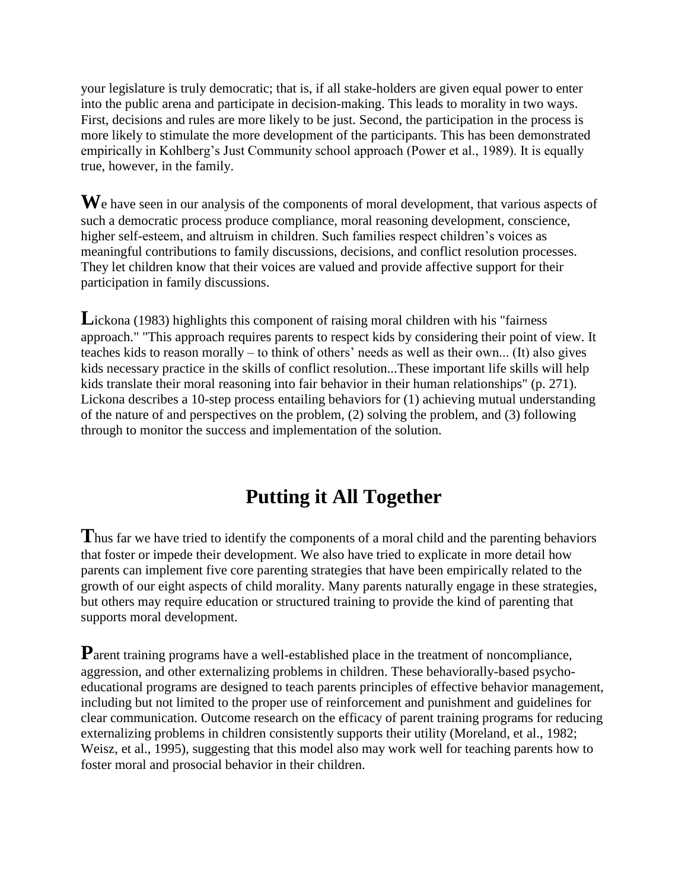your legislature is truly democratic; that is, if all stake-holders are given equal power to enter into the public arena and participate in decision-making. This leads to morality in two ways. First, decisions and rules are more likely to be just. Second, the participation in the process is more likely to stimulate the more development of the participants. This has been demonstrated empirically in Kohlberg's Just Community school approach (Power et al., 1989). It is equally true, however, in the family.

**W**e have seen in our analysis of the components of moral development, that various aspects of such a democratic process produce compliance, moral reasoning development, conscience, higher self-esteem, and altruism in children. Such families respect children's voices as meaningful contributions to family discussions, decisions, and conflict resolution processes. They let children know that their voices are valued and provide affective support for their participation in family discussions.

**L**ickona (1983) highlights this component of raising moral children with his "fairness approach." "This approach requires parents to respect kids by considering their point of view. It teaches kids to reason morally – to think of others' needs as well as their own... (It) also gives kids necessary practice in the skills of conflict resolution...These important life skills will help kids translate their moral reasoning into fair behavior in their human relationships" (p. 271). Lickona describes a 10-step process entailing behaviors for (1) achieving mutual understanding of the nature of and perspectives on the problem, (2) solving the problem, and (3) following through to monitor the success and implementation of the solution.

## Putting it All Together

**T**hus far we have tried to identify the components of a moral child and the parenting behaviors that foster or impede their development. We also have tried to explicate in more detail how parents can implement five core parenting strategies that have been empirically related to the growth of our eight aspects of child morality. Many parents naturally engage in these strategies, but others may require education or structured training to provide the kind of parenting that supports moral development.

**P**arent training programs have a well-established place in the treatment of noncompliance, aggression, and other externalizing problems in children. These behaviorally-based psycho-educational programs are designed to teach parents principles of effective behavior management, including but not limited to the proper use of reinforcement and punishment and guidelines for clear communication. Outcome research on the efficacy of parent training programs for reducing externalizing problems in children consistently supports their utility (Moreland, et al., 1982; Weisz, et al., 1995), suggesting that this model also may work well for teaching parents how to foster moral and prosocial behavior in their children.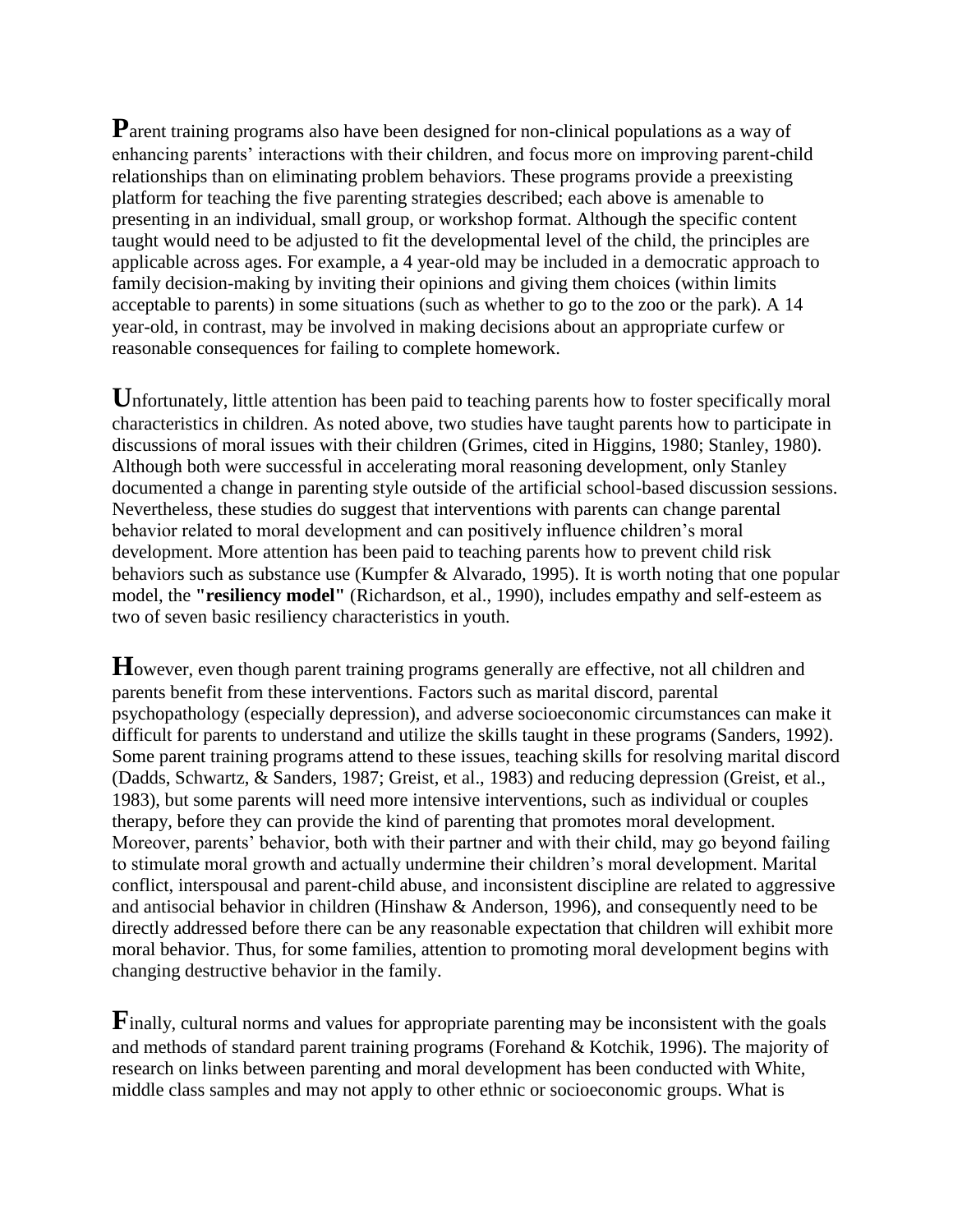**P**arent training programs also have been designed for non-clinical populations as a way of enhancing parents' interactions with their children, and focus more on improving parent-child relationships than on eliminating problem behaviors. These programs provide a preexisting platform for teaching the five parenting strategies described; each above is amenable to presenting in an individual, small group, or workshop format. Although the specific content taught would need to be adjusted to fit the developmental level of the child, the principles are applicable across ages. For example, a 4 year-old may be included in a democratic approach to family decision-making by inviting their opinions and giving them choices (within limits acceptable to parents) in some situations (such as whether to go to the zoo or the park). A 14 year-old, in contrast, may be involved in making decisions about an appropriate curfew or reasonable consequences for failing to complete homework.

**U**nfortunately, little attention has been paid to teaching parents how to foster specifically moral characteristics in children. As noted above, two studies have taught parents how to participate in discussions of moral issues with their children (Grimes, cited in Higgins, 1980; Stanley, 1980). Although both were successful in accelerating moral reasoning development, only Stanley documented a change in parenting style outside of the artificial school-based discussion sessions. Nevertheless, these studies do suggest that interventions with parents can change parental behavior related to moral development and can positively influence children's moral development. More attention has been paid to teaching parents how to prevent child risk behaviors such as substance use (Kumpfer & Alvarado, 1995). It is worth noting that one popular model, the **"resiliency model"** (Richardson, et al., 1990), includes empathy and self-esteem as two of seven basic resiliency characteristics in youth.

**H**owever, even though parent training programs generally are effective, not all children and parents benefit from these interventions. Factors such as marital discord, parental psychopathology (especially depression), and adverse socioeconomic circumstances can make it difficult for parents to understand and utilize the skills taught in these programs (Sanders, 1992). Some parent training programs attend to these issues, teaching skills for resolving marital discord (Dadds, Schwartz, & Sanders, 1987; Greist, et al., 1983) and reducing depression (Greist, et al., 1983), but some parents will need more intensive interventions, such as individual or couples therapy, before they can provide the kind of parenting that promotes moral development. Moreover, parents' behavior, both with their partner and with their child, may go beyond failing to stimulate moral growth and actually undermine their children's moral development. Marital conflict, interspousal and parent-child abuse, and inconsistent discipline are related to aggressive and antisocial behavior in children (Hinshaw & Anderson, 1996), and consequently need to be directly addressed before there can be any reasonable expectation that children will exhibit more moral behavior. Thus, for some families, attention to promoting moral development begins with changing destructive behavior in the family.

**F**inally, cultural norms and values for appropriate parenting may be inconsistent with the goals and methods of standard parent training programs (Forehand & Kotchik, 1996). The majority of research on links between parenting and moral development has been conducted with White, middle class samples and may not apply to other ethnic or socioeconomic groups. What is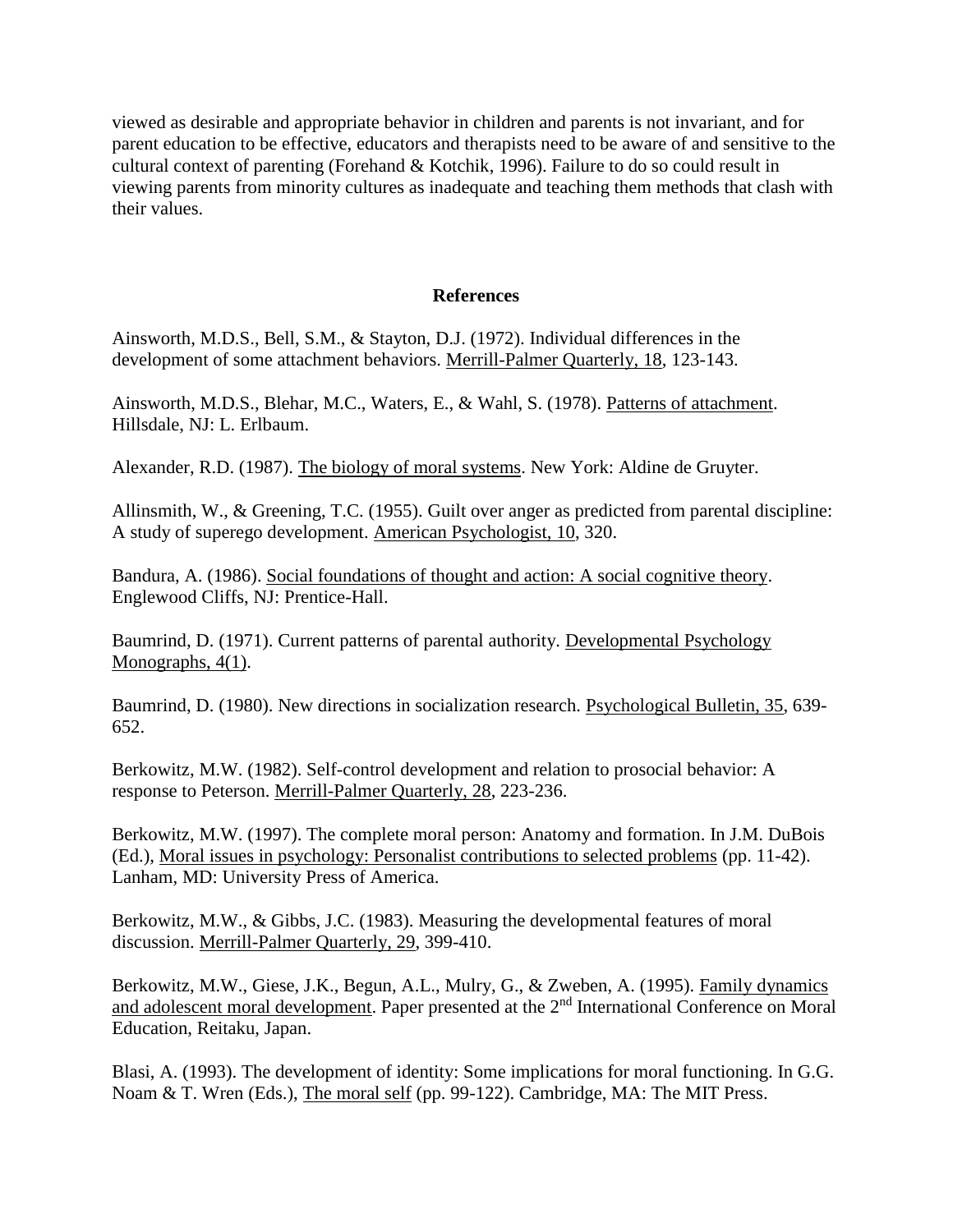viewed as desirable and appropriate behavior in children and parents is not invariant, and for parent education to be effective, educators and therapists need to be aware of and sensitive to the cultural context of parenting (Forehand & Kotchik, 1996). Failure to do so could result in viewing parents from minority cultures as inadequate and teaching them methods that clash with their values.

## References

Ainsworth, M.D.S., Bell, S.M., & Stayton, D.J. (1972). Individual differences in the development of some attachment behaviors. Merrill-Palmer Quarterly, 18, 123-143.

Ainsworth, M.D.S., Blehar, M.C., Waters, E., & Wahl, S. (1978). Patterns of attachment. Hillsdale, NJ: L. Erlbaum.

Alexander, R.D. (1987). The biology of moral systems. New York: Aldine de Gruyter.

Allinsmith, W., & Greening, T.C. (1955). Guilt over anger as predicted from parental discipline: A study of superego development. American Psychologist, 10, 320.

Bandura, A. (1986). Social foundations of thought and action: A social cognitive theory. Englewood Cliffs, NJ: Prentice-Hall.

Baumrind, D. (1971). Current patterns of parental authority. Developmental Psychology Monographs, 4(1).

Baumrind, D. (1980). New directions in socialization research. Psychological Bulletin, 35, 639-652.

Berkowitz, M.W. (1982). Self-control development and relation to prosocial behavior: A response to Peterson. Merrill-Palmer Quarterly, 28, 223-236.

Berkowitz, M.W. (1997). The complete moral person: Anatomy and formation. In J.M. DuBois (Ed.), Moral issues in psychology: Personalist contributions to selected problems (pp. 11-42). Lanham, MD: University Press of America.

Berkowitz, M.W., & Gibbs, J.C. (1983). Measuring the developmental features of moral discussion. Merrill-Palmer Quarterly, 29, 399-410.

Berkowitz, M.W., Giese, J.K., Begun, A.L., Mulry, G., & Zweben, A. (1995). Family dynamics and adolescent moral development. Paper presented at the 2nd International Conference on Moral Education, Reitaku, Japan.

Blasi, A. (1993). The development of identity: Some implications for moral functioning. In G.G. Noam & T. Wren (Eds.), The moral self (pp. 99-122). Cambridge, MA: The MIT Press.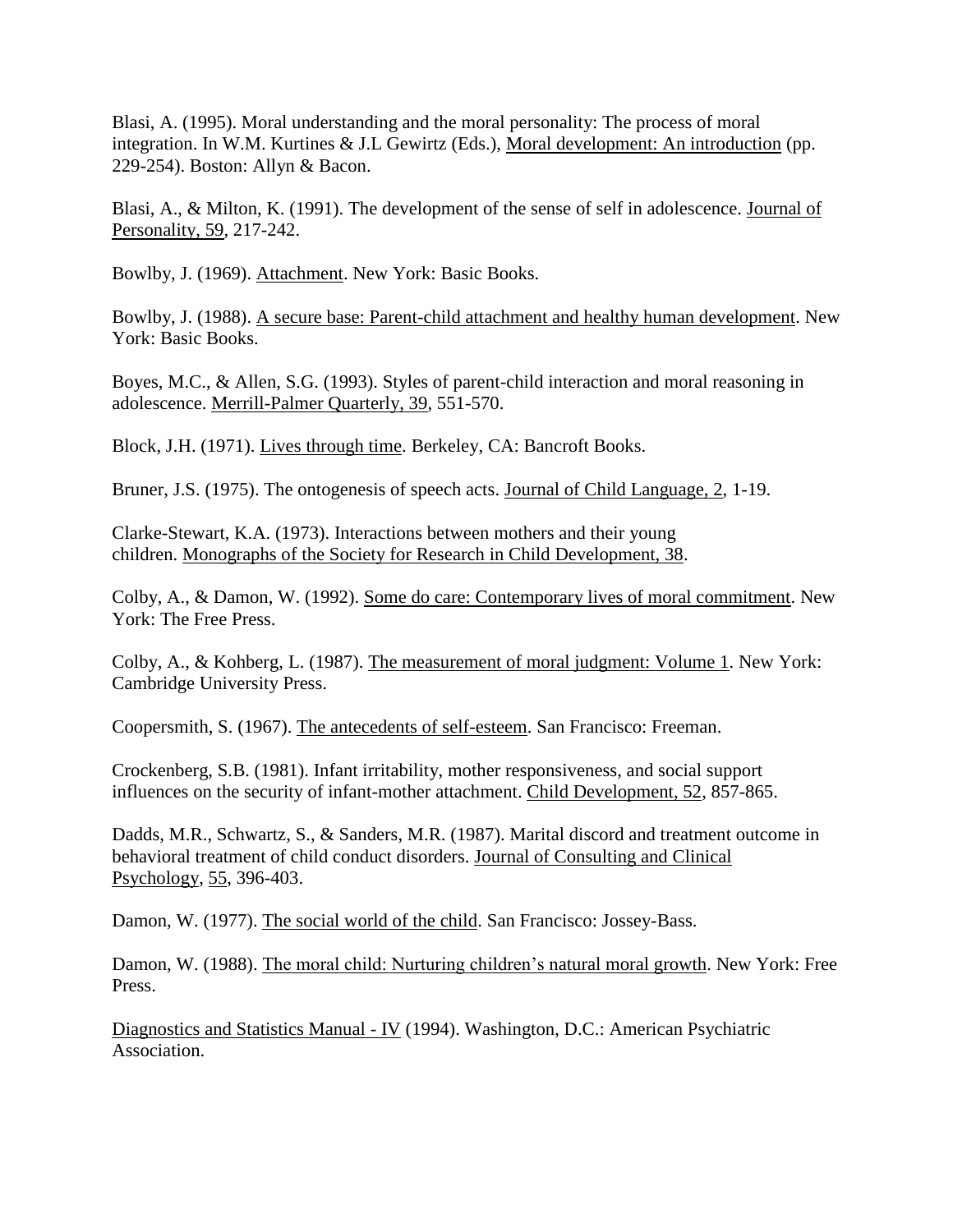Blasi, A. (1995). Moral understanding and the moral personality: The process of moral integration. In W.M. Kurtines & J.L Gewirtz (Eds.), Moral development: An introduction (pp. 229-254). Boston: Allyn & Bacon.

Blasi, A., & Milton, K. (1991). The development of the sense of self in adolescence. Journal of Personality, 59, 217-242.

Bowlby, J. (1969). Attachment. New York: Basic Books.

Bowlby, J. (1988). A secure base: Parent-child attachment and healthy human development. New York: Basic Books.

Boyes, M.C., & Allen, S.G. (1993). Styles of parent-child interaction and moral reasoning in adolescence. Merrill-Palmer Quarterly, 39, 551-570.

Block, J.H. (1971). Lives through time. Berkeley, CA: Bancroft Books.

Bruner, J.S. (1975). The ontogenesis of speech acts. Journal of Child Language, 2, 1-19.

Clarke-Stewart, K.A. (1973). Interactions between mothers and their young children. Monographs of the Society for Research in Child Development, 38.

Colby, A., & Damon, W. (1992). Some do care: Contemporary lives of moral commitment. New York: The Free Press.

Colby, A., & Kohberg, L. (1987). The measurement of moral judgment: Volume 1. New York: Cambridge University Press.

Coopersmith, S. (1967). The antecedents of self-esteem. San Francisco: Freeman.

Crockenberg, S.B. (1981). Infant irritability, mother responsiveness, and social support influences on the security of infant-mother attachment. Child Development, 52, 857-865.

Dadds, M.R., Schwartz, S., & Sanders, M.R. (1987). Marital discord and treatment outcome in behavioral treatment of child conduct disorders. Journal of Consulting and Clinical Psychology, 55, 396-403.

Damon, W. (1977). The social world of the child. San Francisco: Jossey-Bass.

Damon, W. (1988). The moral child: Nurturing children's natural moral growth. New York: Free Press.

Diagnostics and Statistics Manual - IV (1994). Washington, D.C.: American Psychiatric Association.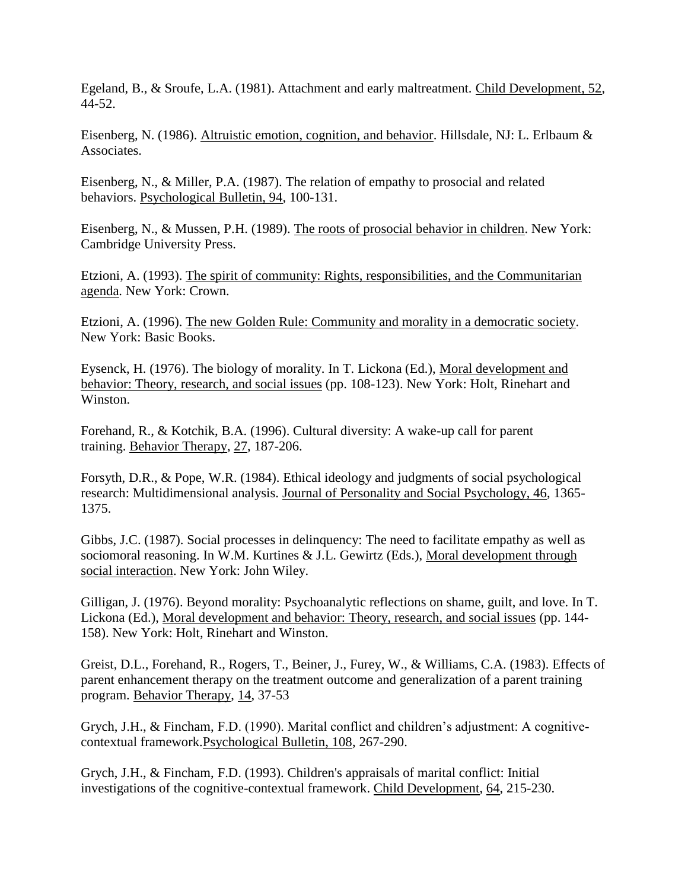Egeland, B., & Sroufe, L.A. (1981). Attachment and early maltreatment. Child Development, 52, 44-52.

Eisenberg, N. (1986). Altruistic emotion, cognition, and behavior. Hillsdale, NJ: L. Erlbaum & Associates.

Eisenberg, N., & Miller, P.A. (1987). The relation of empathy to prosocial and related behaviors. Psychological Bulletin, 94, 100-131.

Eisenberg, N., & Mussen, P.H. (1989). The roots of prosocial behavior in children. New York: Cambridge University Press.

Etzioni, A. (1993). The spirit of community: Rights, responsibilities, and the Communitarian agenda. New York: Crown.

Etzioni, A. (1996). The new Golden Rule: Community and morality in a democratic society. New York: Basic Books.

Eysenck, H. (1976). The biology of morality. In T. Lickona (Ed.), Moral development and behavior: Theory, research, and social issues (pp. 108-123). New York: Holt, Rinehart and Winston.

Forehand, R., & Kotchik, B.A. (1996). Cultural diversity: A wake-up call for parent training. Behavior Therapy, 27, 187-206.

Forsyth, D.R., & Pope, W.R. (1984). Ethical ideology and judgments of social psychological research: Multidimensional analysis. Journal of Personality and Social Psychology, 46, 1365-1375.

Gibbs, J.C. (1987). Social processes in delinquency: The need to facilitate empathy as well as sociomoral reasoning. In W.M. Kurtines & J.L. Gewirtz (Eds.), Moral development through social interaction. New York: John Wiley.

Gilligan, J. (1976). Beyond morality: Psychoanalytic reflections on shame, guilt, and love. In T. Lickona (Ed.), Moral development and behavior: Theory, research, and social issues (pp. 144-158). New York: Holt, Rinehart and Winston.

Greist, D.L., Forehand, R., Rogers, T., Beiner, J., Furey, W., & Williams, C.A. (1983). Effects of parent enhancement therapy on the treatment outcome and generalization of a parent training program. Behavior Therapy, 14, 37-53

Grych, J.H., & Fincham, F.D. (1990). Marital conflict and children's adjustment: A cognitive-contextual framework.Psychological Bulletin, 108, 267-290.

Grych, J.H., & Fincham, F.D. (1993). Children's appraisals of marital conflict: Initial investigations of the cognitive-contextual framework. Child Development, 64, 215-230.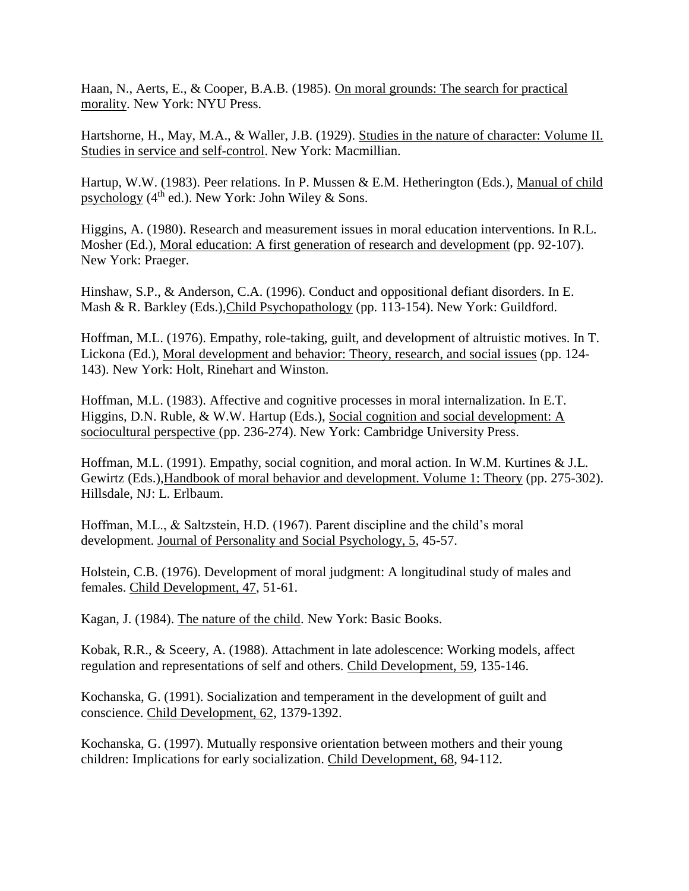Haan, N., Aerts, E., & Cooper, B.A.B. (1985). On moral grounds: The search for practical morality. New York: NYU Press.

Hartshorne, H., May, M.A., & Waller, J.B. (1929). Studies in the nature of character: Volume II. Studies in service and self-control. New York: Macmillian.

Hartup, W.W. (1983). Peer relations. In P. Mussen & E.M. Hetherington (Eds.), Manual of child psychology (4th ed.). New York: John Wiley & Sons.

Higgins, A. (1980). Research and measurement issues in moral education interventions. In R.L. Mosher (Ed.), Moral education: A first generation of research and development (pp. 92-107). New York: Praeger.

Hinshaw, S.P., & Anderson, C.A. (1996). Conduct and oppositional defiant disorders. In E. Mash & R. Barkley (Eds.),Child Psychopathology (pp. 113-154). New York: Guildford.

Hoffman, M.L. (1976). Empathy, role-taking, guilt, and development of altruistic motives. In T. Lickona (Ed.), Moral development and behavior: Theory, research, and social issues (pp. 124-143). New York: Holt, Rinehart and Winston.

Hoffman, M.L. (1983). Affective and cognitive processes in moral internalization. In E.T. Higgins, D.N. Ruble, & W.W. Hartup (Eds.), Social cognition and social development: A sociocultural perspective (pp. 236-274). New York: Cambridge University Press.

Hoffman, M.L. (1991). Empathy, social cognition, and moral action. In W.M. Kurtines & J.L. Gewirtz (Eds.),Handbook of moral behavior and development. Volume 1: Theory (pp. 275-302). Hillsdale, NJ: L. Erlbaum.

Hoffman, M.L., & Saltzstein, H.D. (1967). Parent discipline and the child's moral development. Journal of Personality and Social Psychology, 5, 45-57.

Holstein, C.B. (1976). Development of moral judgment: A longitudinal study of males and females. Child Development, 47, 51-61.

Kagan, J. (1984). The nature of the child. New York: Basic Books.

Kobak, R.R., & Sceery, A. (1988). Attachment in late adolescence: Working models, affect regulation and representations of self and others. Child Development, 59, 135-146.

Kochanska, G. (1991). Socialization and temperament in the development of guilt and conscience. Child Development, 62, 1379-1392.

Kochanska, G. (1997). Mutually responsive orientation between mothers and their young children: Implications for early socialization. Child Development, 68, 94-112.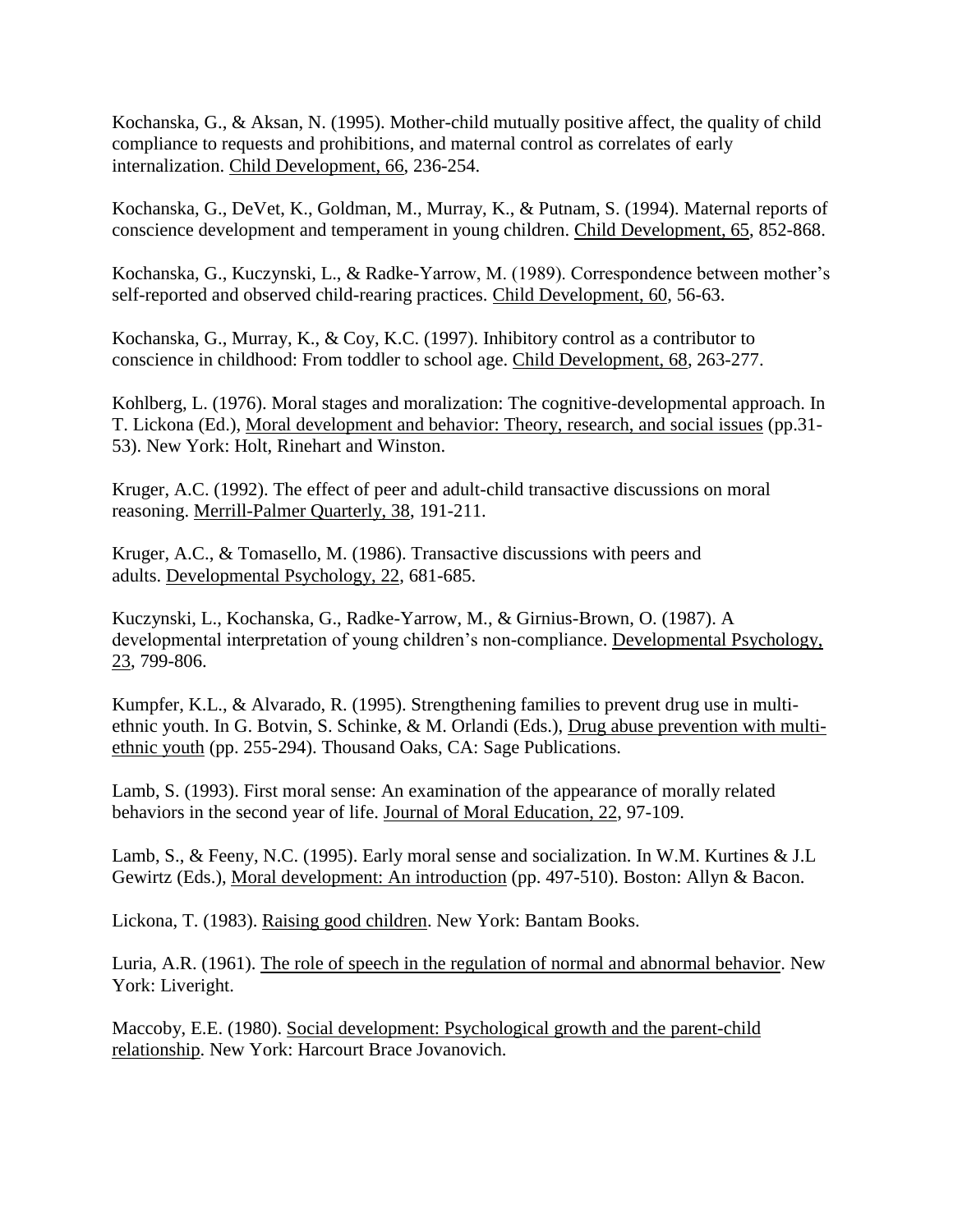Kochanska, G., & Aksan, N. (1995). Mother-child mutually positive affect, the quality of child compliance to requests and prohibitions, and maternal control as correlates of early internalization. Child Development, 66, 236-254.

Kochanska, G., DeVet, K., Goldman, M., Murray, K., & Putnam, S. (1994). Maternal reports of conscience development and temperament in young children. Child Development, 65, 852-868.

Kochanska, G., Kuczynski, L., & Radke-Yarrow, M. (1989). Correspondence between mother's self-reported and observed child-rearing practices. Child Development, 60, 56-63.

Kochanska, G., Murray, K., & Coy, K.C. (1997). Inhibitory control as a contributor to conscience in childhood: From toddler to school age. Child Development, 68, 263-277.

Kohlberg, L. (1976). Moral stages and moralization: The cognitive-developmental approach. In T. Lickona (Ed.), Moral development and behavior: Theory, research, and social issues (pp.31-53). New York: Holt, Rinehart and Winston.

Kruger, A.C. (1992). The effect of peer and adult-child transactive discussions on moral reasoning. Merrill-Palmer Quarterly, 38, 191-211.

Kruger, A.C., & Tomasello, M. (1986). Transactive discussions with peers and adults. Developmental Psychology, 22, 681-685.

Kuczynski, L., Kochanska, G., Radke-Yarrow, M., & Girnius-Brown, O. (1987). A developmental interpretation of young children's non-compliance. Developmental Psychology, 23, 799-806.

Kumpfer, K.L., & Alvarado, R. (1995). Strengthening families to prevent drug use in multi-ethnic youth. In G. Botvin, S. Schinke, & M. Orlandi (Eds.), Drug abuse prevention with multi-ethnic youth (pp. 255-294). Thousand Oaks, CA: Sage Publications.

Lamb, S. (1993). First moral sense: An examination of the appearance of morally related behaviors in the second year of life. Journal of Moral Education, 22, 97-109.

Lamb, S., & Feeny, N.C. (1995). Early moral sense and socialization. In W.M. Kurtines & J.L Gewirtz (Eds.), Moral development: An introduction (pp. 497-510). Boston: Allyn & Bacon.

Lickona, T. (1983). Raising good children. New York: Bantam Books.

Luria, A.R. (1961). The role of speech in the regulation of normal and abnormal behavior. New York: Liveright.

Maccoby, E.E. (1980). Social development: Psychological growth and the parent-child relationship. New York: Harcourt Brace Jovanovich.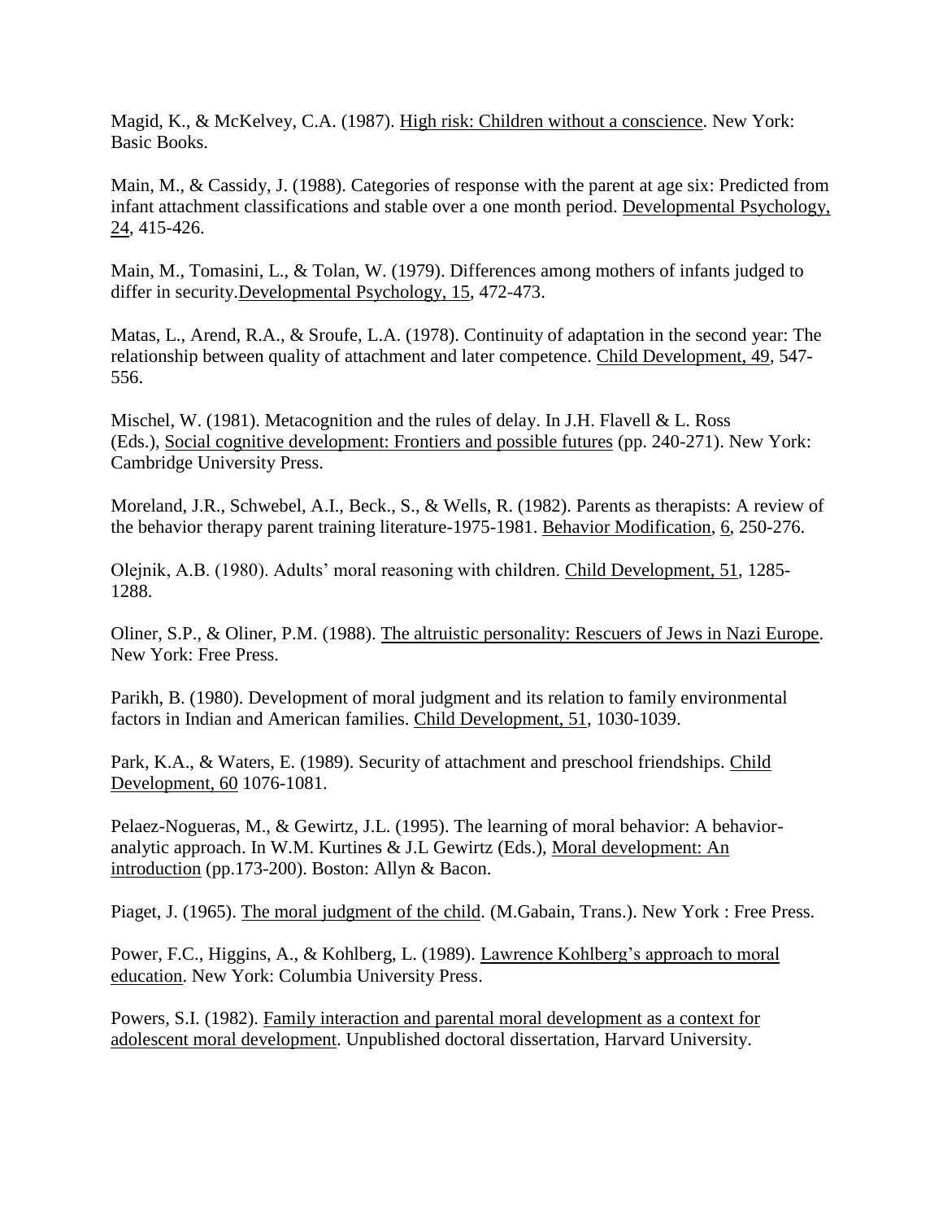Magid, K., & McKelvey, C.A. (1987). High risk: Children without a conscience. New York: Basic Books.

Main, M., & Cassidy, J. (1988). Categories of response with the parent at age six: Predicted from infant attachment classifications and stable over a one month period. Developmental Psychology, 24, 415-426.

Main, M., Tomasini, L., & Tolan, W. (1979). Differences among mothers of infants judged to differ in security.Developmental Psychology, 15, 472-473.

Matas, L., Arend, R.A., & Sroufe, L.A. (1978). Continuity of adaptation in the second year: The relationship between quality of attachment and later competence. Child Development, 49, 547-556.

Mischel, W. (1981). Metacognition and the rules of delay. In J.H. Flavell & L. Ross (Eds.), Social cognitive development: Frontiers and possible futures (pp. 240-271). New York: Cambridge University Press.

Moreland, J.R., Schwebel, A.I., Beck., S., & Wells, R. (1982). Parents as therapists: A review of the behavior therapy parent training literature-1975-1981. Behavior Modification, 6, 250-276.

Olejnik, A.B. (1980). Adults' moral reasoning with children. Child Development, 51, 1285-1288.

Oliner, S.P., & Oliner, P.M. (1988). The altruistic personality: Rescuers of Jews in Nazi Europe. New York: Free Press.

Parikh, B. (1980). Development of moral judgment and its relation to family environmental factors in Indian and American families. Child Development, 51, 1030-1039.

Park, K.A., & Waters, E. (1989). Security of attachment and preschool friendships. Child Development, 60 1076-1081.

Pelaez-Nogueras, M., & Gewirtz, J.L. (1995). The learning of moral behavior: A behavior-analytic approach. In W.M. Kurtines & J.L Gewirtz (Eds.), Moral development: An introduction (pp.173-200). Boston: Allyn & Bacon.

Piaget, J. (1965). The moral judgment of the child. (M.Gabain, Trans.). New York : Free Press.

Power, F.C., Higgins, A., & Kohlberg, L. (1989). Lawrence Kohlberg's approach to moral education. New York: Columbia University Press.

Powers, S.I. (1982). Family interaction and parental moral development as a context for adolescent moral development. Unpublished doctoral dissertation, Harvard University.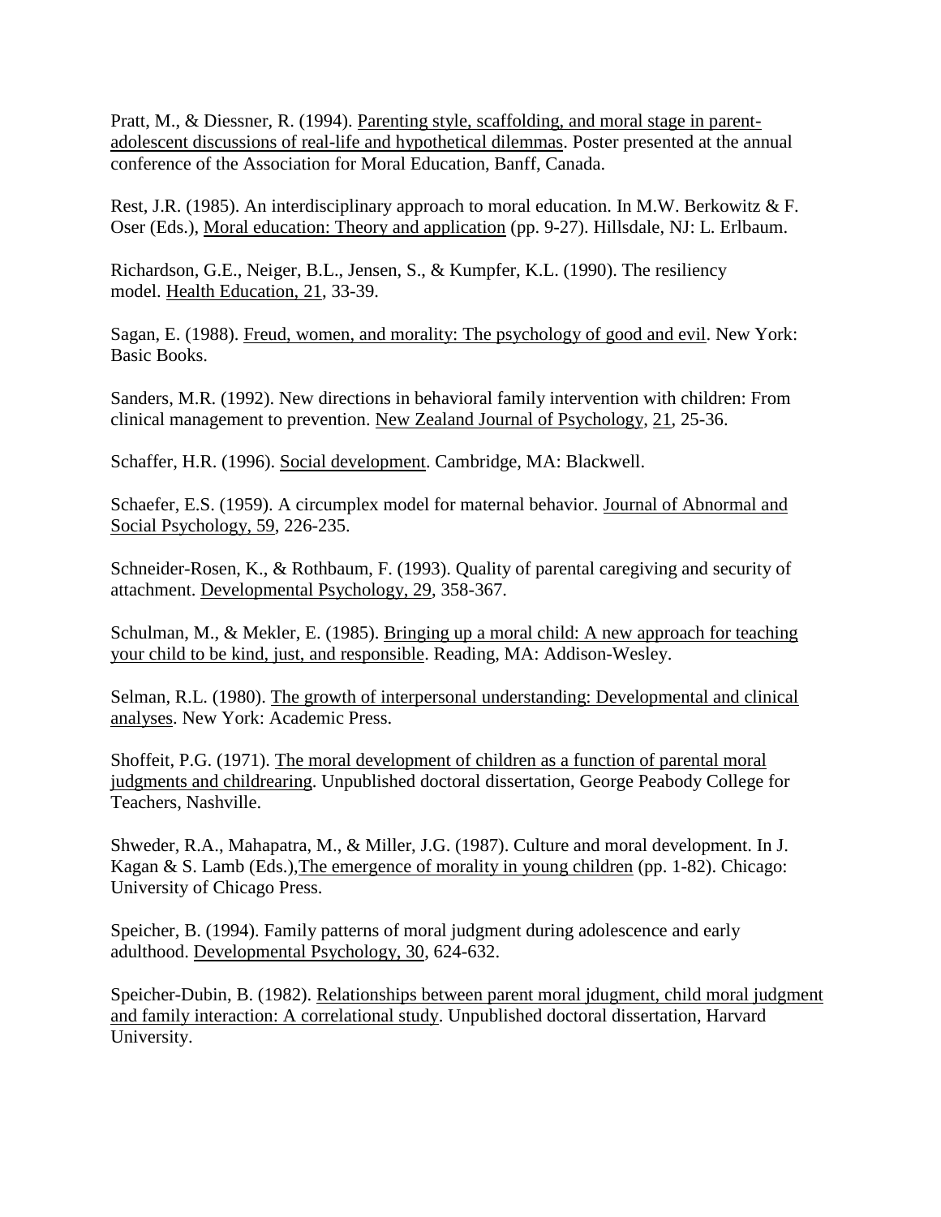Pratt, M., & Diessner, R. (1994). Parenting style, scaffolding, and moral stage in parent-adolescent discussions of real-life and hypothetical dilemmas. Poster presented at the annual conference of the Association for Moral Education, Banff, Canada.

Rest, J.R. (1985). An interdisciplinary approach to moral education. In M.W. Berkowitz & F. Oser (Eds.), Moral education: Theory and application (pp. 9-27). Hillsdale, NJ: L. Erlbaum.

Richardson, G.E., Neiger, B.L., Jensen, S., & Kumpfer, K.L. (1990). The resiliency model. Health Education, 21, 33-39.

Sagan, E. (1988). Freud, women, and morality: The psychology of good and evil. New York: Basic Books.

Sanders, M.R. (1992). New directions in behavioral family intervention with children: From clinical management to prevention. New Zealand Journal of Psychology, 21, 25-36.

Schaffer, H.R. (1996). Social development. Cambridge, MA: Blackwell.

Schaefer, E.S. (1959). A circumplex model for maternal behavior. Journal of Abnormal and Social Psychology, 59, 226-235.

Schneider-Rosen, K., & Rothbaum, F. (1993). Quality of parental caregiving and security of attachment. Developmental Psychology, 29, 358-367.

Schulman, M., & Mekler, E. (1985). Bringing up a moral child: A new approach for teaching your child to be kind, just, and responsible. Reading, MA: Addison-Wesley.

Selman, R.L. (1980). The growth of interpersonal understanding: Developmental and clinical analyses. New York: Academic Press.

Shoffeit, P.G. (1971). The moral development of children as a function of parental moral judgments and childrearing. Unpublished doctoral dissertation, George Peabody College for Teachers, Nashville.

Shweder, R.A., Mahapatra, M., & Miller, J.G. (1987). Culture and moral development. In J. Kagan & S. Lamb (Eds.),The emergence of morality in young children (pp. 1-82). Chicago: University of Chicago Press.

Speicher, B. (1994). Family patterns of moral judgment during adolescence and early adulthood. Developmental Psychology, 30, 624-632.

Speicher-Dubin, B. (1982). Relationships between parent moral jdugment, child moral judgment and family interaction: A correlational study. Unpublished doctoral dissertation, Harvard University.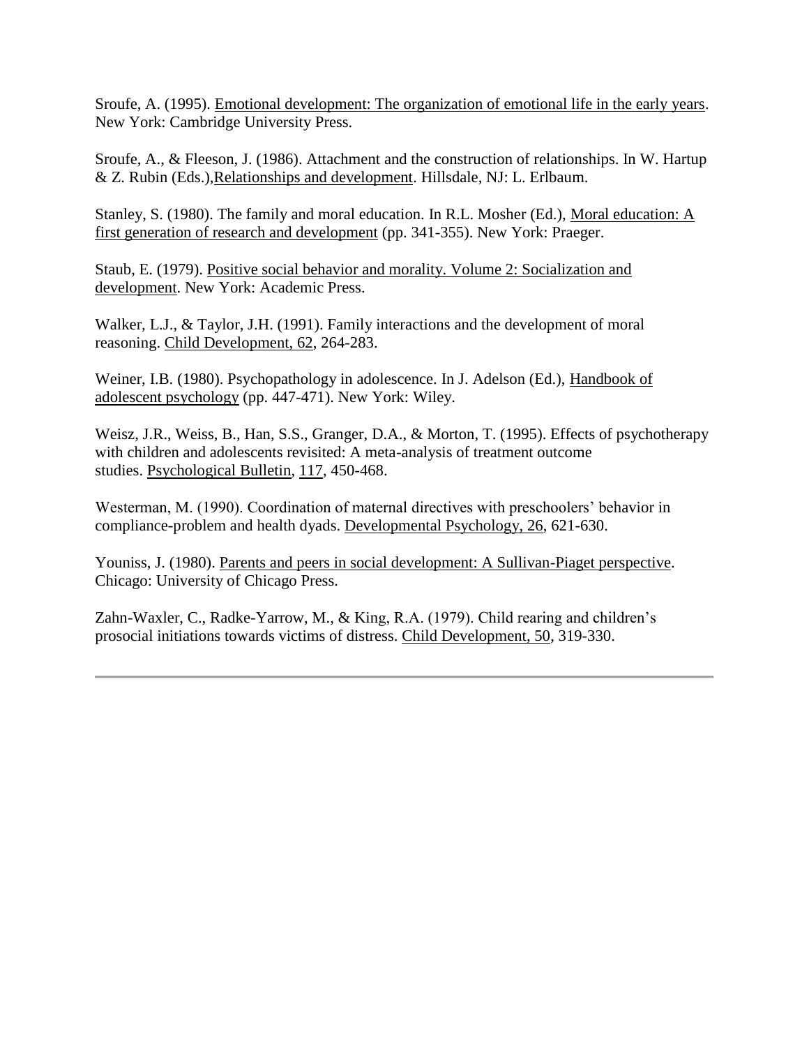Sroufe, A. (1995). Emotional development: The organization of emotional life in the early years. New York: Cambridge University Press.

Sroufe, A., & Fleeson, J. (1986). Attachment and the construction of relationships. In W. Hartup & Z. Rubin (Eds.),Relationships and development. Hillsdale, NJ: L. Erlbaum.

Stanley, S. (1980). The family and moral education. In R.L. Mosher (Ed.), Moral education: A first generation of research and development (pp. 341-355). New York: Praeger.

Staub, E. (1979). Positive social behavior and morality. Volume 2: Socialization and development. New York: Academic Press.

Walker, L.J., & Taylor, J.H. (1991). Family interactions and the development of moral reasoning. Child Development, 62, 264-283.

Weiner, I.B. (1980). Psychopathology in adolescence. In J. Adelson (Ed.), Handbook of adolescent psychology (pp. 447-471). New York: Wiley.

Weisz, J.R., Weiss, B., Han, S.S., Granger, D.A., & Morton, T. (1995). Effects of psychotherapy with children and adolescents revisited: A meta-analysis of treatment outcome studies. Psychological Bulletin, 117, 450-468.

Westerman, M. (1990). Coordination of maternal directives with preschoolers' behavior in compliance-problem and health dyads. Developmental Psychology, 26, 621-630.

Youniss, J. (1980). Parents and peers in social development: A Sullivan-Piaget perspective. Chicago: University of Chicago Press.

Zahn-Waxler, C., Radke-Yarrow, M., & King, R.A. (1979). Child rearing and children's prosocial initiations towards victims of distress. Child Development, 50, 319-330.

---